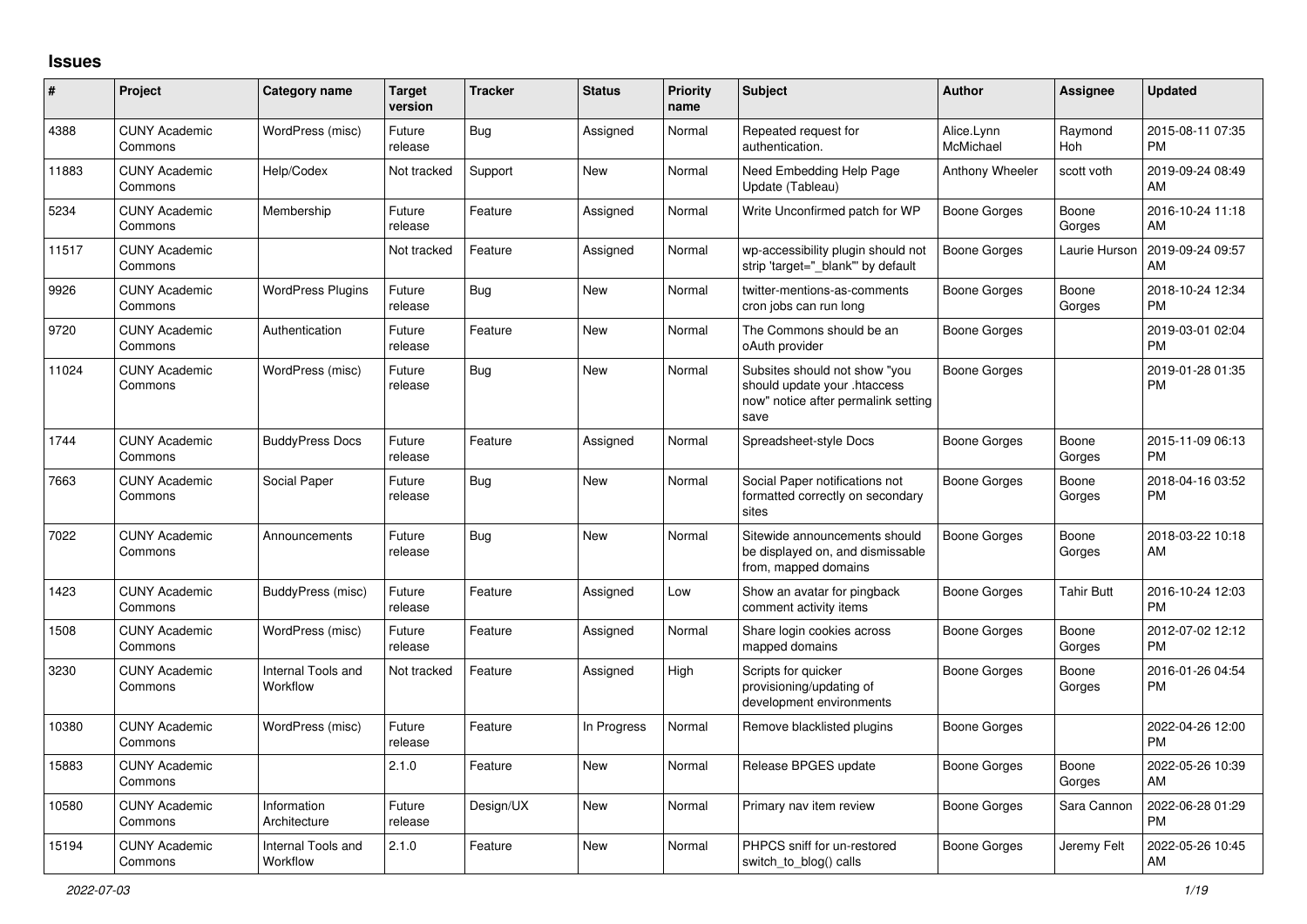## Issues

| # | Project | Category name | Target version | Tracker | Status | Priority name | Subject | Author | Assignee | Updated |
|---|---|---|---|---|---|---|---|---|---|---|
| 4388 | CUNY Academic Commons | WordPress (misc) | Future release | Bug | Assigned | Normal | Repeated request for authentication. | Alice.Lynn McMichael | Raymond Hoh | 2015-08-11 07:35 PM |
| 11883 | CUNY Academic Commons | Help/Codex | Not tracked | Support | New | Normal | Need Embedding Help Page Update (Tableau) | Anthony Wheeler | scott voth | 2019-09-24 08:49 AM |
| 5234 | CUNY Academic Commons | Membership | Future release | Feature | Assigned | Normal | Write Unconfirmed patch for WP | Boone Gorges | Boone Gorges | 2016-10-24 11:18 AM |
| 11517 | CUNY Academic Commons | | Not tracked | Feature | Assigned | Normal | wp-accessibility plugin should not strip 'target="_blank"' by default | Boone Gorges | Laurie Hurson | 2019-09-24 09:57 AM |
| 9926 | CUNY Academic Commons | WordPress Plugins | Future release | Bug | New | Normal | twitter-mentions-as-comments cron jobs can run long | Boone Gorges | Boone Gorges | 2018-10-24 12:34 PM |
| 9720 | CUNY Academic Commons | Authentication | Future release | Feature | New | Normal | The Commons should be an oAuth provider | Boone Gorges | | 2019-03-01 02:04 PM |
| 11024 | CUNY Academic Commons | WordPress (misc) | Future release | Bug | New | Normal | Subsites should not show "you should update your .htaccess now" notice after permalink setting save | Boone Gorges | | 2019-01-28 01:35 PM |
| 1744 | CUNY Academic Commons | BuddyPress Docs | Future release | Feature | Assigned | Normal | Spreadsheet-style Docs | Boone Gorges | Boone Gorges | 2015-11-09 06:13 PM |
| 7663 | CUNY Academic Commons | Social Paper | Future release | Bug | New | Normal | Social Paper notifications not formatted correctly on secondary sites | Boone Gorges | Boone Gorges | 2018-04-16 03:52 PM |
| 7022 | CUNY Academic Commons | Announcements | Future release | Bug | New | Normal | Sitewide announcements should be displayed on, and dismissable from, mapped domains | Boone Gorges | Boone Gorges | 2018-03-22 10:18 AM |
| 1423 | CUNY Academic Commons | BuddyPress (misc) | Future release | Feature | Assigned | Low | Show an avatar for pingback comment activity items | Boone Gorges | Tahir Butt | 2016-10-24 12:03 PM |
| 1508 | CUNY Academic Commons | WordPress (misc) | Future release | Feature | Assigned | Normal | Share login cookies across mapped domains | Boone Gorges | Boone Gorges | 2012-07-02 12:12 PM |
| 3230 | CUNY Academic Commons | Internal Tools and Workflow | Not tracked | Feature | Assigned | High | Scripts for quicker provisioning/updating of development environments | Boone Gorges | Boone Gorges | 2016-01-26 04:54 PM |
| 10380 | CUNY Academic Commons | WordPress (misc) | Future release | Feature | In Progress | Normal | Remove blacklisted plugins | Boone Gorges | | 2022-04-26 12:00 PM |
| 15883 | CUNY Academic Commons | | 2.1.0 | Feature | New | Normal | Release BPGES update | Boone Gorges | Boone Gorges | 2022-05-26 10:39 AM |
| 10580 | CUNY Academic Commons | Information Architecture | Future release | Design/UX | New | Normal | Primary nav item review | Boone Gorges | Sara Cannon | 2022-06-28 01:29 PM |
| 15194 | CUNY Academic Commons | Internal Tools and Workflow | 2.1.0 | Feature | New | Normal | PHPCS sniff for un-restored switch_to_blog() calls | Boone Gorges | Jeremy Felt | 2022-05-26 10:45 AM |

*2022-07-03*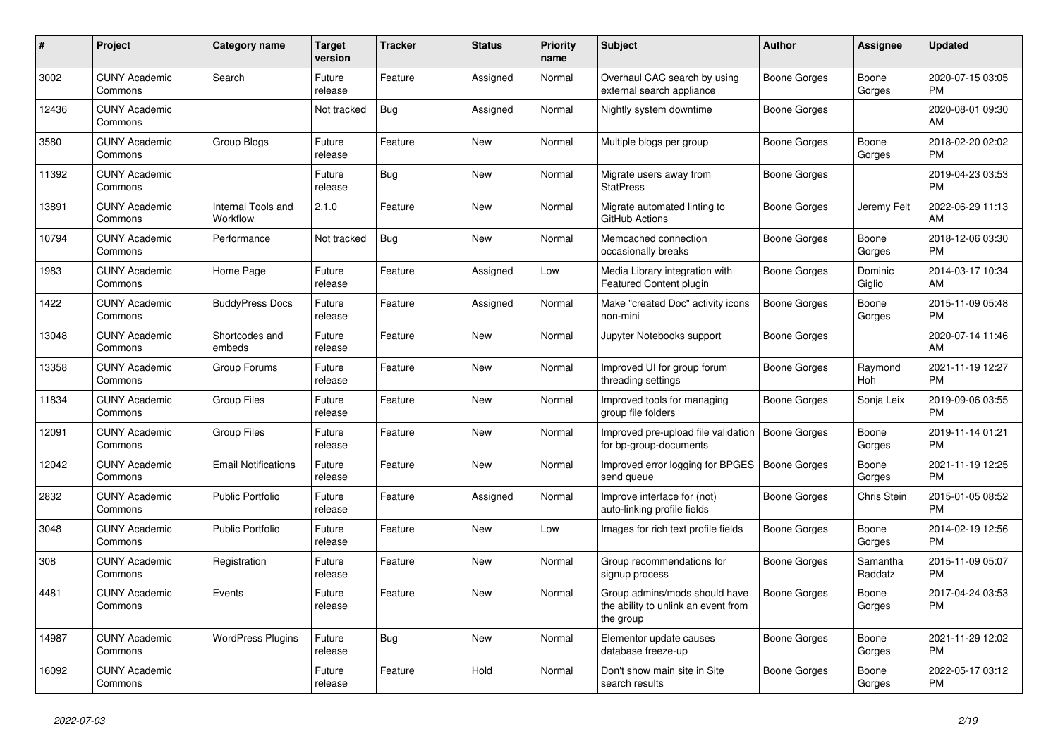| # | Project | Category name | Target version | Tracker | Status | Priority name | Subject | Author | Assignee | Updated |
|---|---|---|---|---|---|---|---|---|---|---|
| 3002 | CUNY Academic Commons | Search | Future release | Feature | Assigned | Normal | Overhaul CAC search by using external search appliance | Boone Gorges | Boone Gorges | 2020-07-15 03:05 PM |
| 12436 | CUNY Academic Commons | | Not tracked | Bug | Assigned | Normal | Nightly system downtime | Boone Gorges | | 2020-08-01 09:30 AM |
| 3580 | CUNY Academic Commons | Group Blogs | Future release | Feature | New | Normal | Multiple blogs per group | Boone Gorges | Boone Gorges | 2018-02-20 02:02 PM |
| 11392 | CUNY Academic Commons | | Future release | Bug | New | Normal | Migrate users away from StatPress | Boone Gorges | | 2019-04-23 03:53 PM |
| 13891 | CUNY Academic Commons | Internal Tools and Workflow | 2.1.0 | Feature | New | Normal | Migrate automated linting to GitHub Actions | Boone Gorges | Jeremy Felt | 2022-06-29 11:13 AM |
| 10794 | CUNY Academic Commons | Performance | Not tracked | Bug | New | Normal | Memcached connection occasionally breaks | Boone Gorges | Boone Gorges | 2018-12-06 03:30 PM |
| 1983 | CUNY Academic Commons | Home Page | Future release | Feature | Assigned | Low | Media Library integration with Featured Content plugin | Boone Gorges | Dominic Giglio | 2014-03-17 10:34 AM |
| 1422 | CUNY Academic Commons | BuddyPress Docs | Future release | Feature | Assigned | Normal | Make "created Doc" activity icons non-mini | Boone Gorges | Boone Gorges | 2015-11-09 05:48 PM |
| 13048 | CUNY Academic Commons | Shortcodes and embeds | Future release | Feature | New | Normal | Jupyter Notebooks support | Boone Gorges | | 2020-07-14 11:46 AM |
| 13358 | CUNY Academic Commons | Group Forums | Future release | Feature | New | Normal | Improved UI for group forum threading settings | Boone Gorges | Raymond Hoh | 2021-11-19 12:27 PM |
| 11834 | CUNY Academic Commons | Group Files | Future release | Feature | New | Normal | Improved tools for managing group file folders | Boone Gorges | Sonja Leix | 2019-09-06 03:55 PM |
| 12091 | CUNY Academic Commons | Group Files | Future release | Feature | New | Normal | Improved pre-upload file validation for bp-group-documents | Boone Gorges | Boone Gorges | 2019-11-14 01:21 PM |
| 12042 | CUNY Academic Commons | Email Notifications | Future release | Feature | New | Normal | Improved error logging for BPGES send queue | Boone Gorges | Boone Gorges | 2021-11-19 12:25 PM |
| 2832 | CUNY Academic Commons | Public Portfolio | Future release | Feature | Assigned | Normal | Improve interface for (not) auto-linking profile fields | Boone Gorges | Chris Stein | 2015-01-05 08:52 PM |
| 3048 | CUNY Academic Commons | Public Portfolio | Future release | Feature | New | Low | Images for rich text profile fields | Boone Gorges | Boone Gorges | 2014-02-19 12:56 PM |
| 308 | CUNY Academic Commons | Registration | Future release | Feature | New | Normal | Group recommendations for signup process | Boone Gorges | Samantha Raddatz | 2015-11-09 05:07 PM |
| 4481 | CUNY Academic Commons | Events | Future release | Feature | New | Normal | Group admins/mods should have the ability to unlink an event from the group | Boone Gorges | Boone Gorges | 2017-04-24 03:53 PM |
| 14987 | CUNY Academic Commons | WordPress Plugins | Future release | Bug | New | Normal | Elementor update causes database freeze-up | Boone Gorges | Boone Gorges | 2021-11-29 12:02 PM |
| 16092 | CUNY Academic Commons | | Future release | Feature | Hold | Normal | Don't show main site in Site search results | Boone Gorges | Boone Gorges | 2022-05-17 03:12 PM |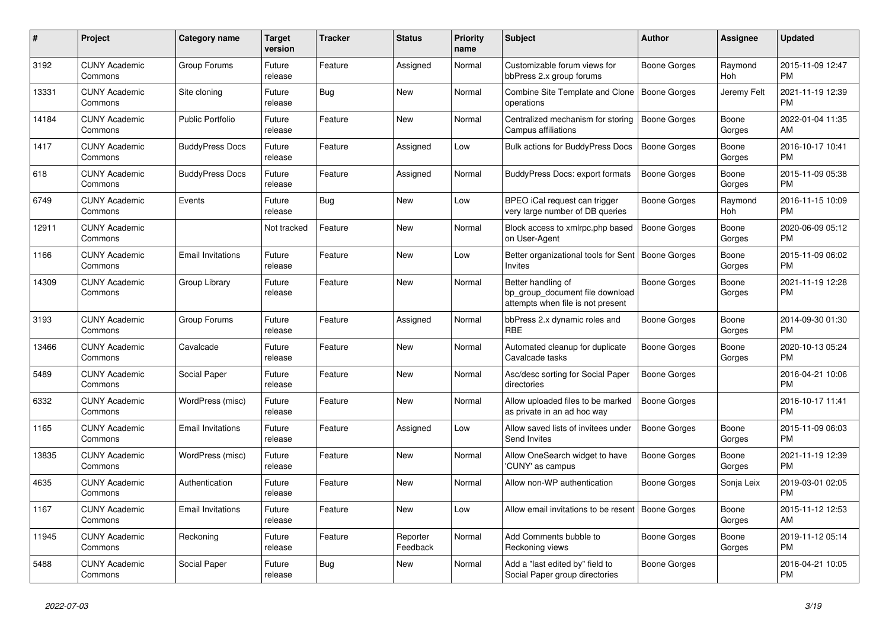| # | Project | Category name | Target version | Tracker | Status | Priority name | Subject | Author | Assignee | Updated |
|---|---|---|---|---|---|---|---|---|---|---|
| 3192 | CUNY Academic Commons | Group Forums | Future release | Feature | Assigned | Normal | Customizable forum views for bbPress 2.x group forums | Boone Gorges | Raymond Hoh | 2015-11-09 12:47 PM |
| 13331 | CUNY Academic Commons | Site cloning | Future release | Bug | New | Normal | Combine Site Template and Clone operations | Boone Gorges | Jeremy Felt | 2021-11-19 12:39 PM |
| 14184 | CUNY Academic Commons | Public Portfolio | Future release | Feature | New | Normal | Centralized mechanism for storing Campus affiliations | Boone Gorges | Boone Gorges | 2022-01-04 11:35 AM |
| 1417 | CUNY Academic Commons | BuddyPress Docs | Future release | Feature | Assigned | Low | Bulk actions for BuddyPress Docs | Boone Gorges | Boone Gorges | 2016-10-17 10:41 PM |
| 618 | CUNY Academic Commons | BuddyPress Docs | Future release | Feature | Assigned | Normal | BuddyPress Docs: export formats | Boone Gorges | Boone Gorges | 2015-11-09 05:38 PM |
| 6749 | CUNY Academic Commons | Events | Future release | Bug | New | Low | BPEO iCal request can trigger very large number of DB queries | Boone Gorges | Raymond Hoh | 2016-11-15 10:09 PM |
| 12911 | CUNY Academic Commons | | Not tracked | Feature | New | Normal | Block access to xmlrpc.php based on User-Agent | Boone Gorges | Boone Gorges | 2020-06-09 05:12 PM |
| 1166 | CUNY Academic Commons | Email Invitations | Future release | Feature | New | Low | Better organizational tools for Sent Invites | Boone Gorges | Boone Gorges | 2015-11-09 06:02 PM |
| 14309 | CUNY Academic Commons | Group Library | Future release | Feature | New | Normal | Better handling of bp_group_document file download attempts when file is not present | Boone Gorges | Boone Gorges | 2021-11-19 12:28 PM |
| 3193 | CUNY Academic Commons | Group Forums | Future release | Feature | Assigned | Normal | bbPress 2.x dynamic roles and RBE | Boone Gorges | Boone Gorges | 2014-09-30 01:30 PM |
| 13466 | CUNY Academic Commons | Cavalcade | Future release | Feature | New | Normal | Automated cleanup for duplicate Cavalcade tasks | Boone Gorges | Boone Gorges | 2020-10-13 05:24 PM |
| 5489 | CUNY Academic Commons | Social Paper | Future release | Feature | New | Normal | Asc/desc sorting for Social Paper directories | Boone Gorges | | 2016-04-21 10:06 PM |
| 6332 | CUNY Academic Commons | WordPress (misc) | Future release | Feature | New | Normal | Allow uploaded files to be marked as private in an ad hoc way | Boone Gorges | | 2016-10-17 11:41 PM |
| 1165 | CUNY Academic Commons | Email Invitations | Future release | Feature | Assigned | Low | Allow saved lists of invitees under Send Invites | Boone Gorges | Boone Gorges | 2015-11-09 06:03 PM |
| 13835 | CUNY Academic Commons | WordPress (misc) | Future release | Feature | New | Normal | Allow OneSearch widget to have 'CUNY' as campus | Boone Gorges | Boone Gorges | 2021-11-19 12:39 PM |
| 4635 | CUNY Academic Commons | Authentication | Future release | Feature | New | Normal | Allow non-WP authentication | Boone Gorges | Sonja Leix | 2019-03-01 02:05 PM |
| 1167 | CUNY Academic Commons | Email Invitations | Future release | Feature | New | Low | Allow email invitations to be resent | Boone Gorges | Boone Gorges | 2015-11-12 12:53 AM |
| 11945 | CUNY Academic Commons | Reckoning | Future release | Feature | Reporter Feedback | Normal | Add Comments bubble to Reckoning views | Boone Gorges | Boone Gorges | 2019-11-12 05:14 PM |
| 5488 | CUNY Academic Commons | Social Paper | Future release | Bug | New | Normal | Add a "last edited by" field to Social Paper group directories | Boone Gorges | | 2016-04-21 10:05 PM |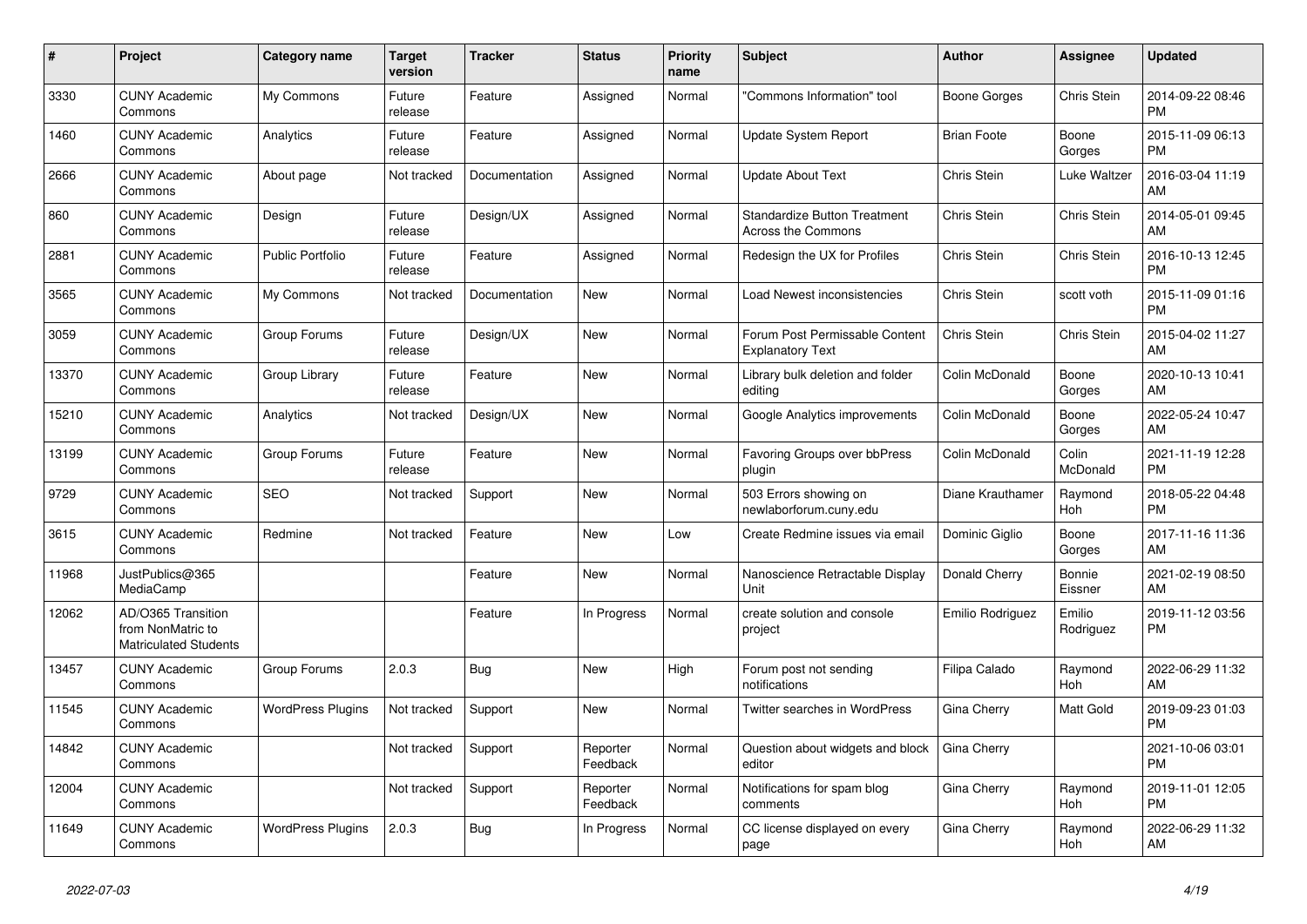| # | Project | Category name | Target version | Tracker | Status | Priority name | Subject | Author | Assignee | Updated |
|---|---|---|---|---|---|---|---|---|---|---|
| 3330 | CUNY Academic Commons | My Commons | Future release | Feature | Assigned | Normal | "Commons Information" tool | Boone Gorges | Chris Stein | 2014-09-22 08:46 PM |
| 1460 | CUNY Academic Commons | Analytics | Future release | Feature | Assigned | Normal | Update System Report | Brian Foote | Boone Gorges | 2015-11-09 06:13 PM |
| 2666 | CUNY Academic Commons | About page | Not tracked | Documentation | Assigned | Normal | Update About Text | Chris Stein | Luke Waltzer | 2016-03-04 11:19 AM |
| 860 | CUNY Academic Commons | Design | Future release | Design/UX | Assigned | Normal | Standardize Button Treatment Across the Commons | Chris Stein | Chris Stein | 2014-05-01 09:45 AM |
| 2881 | CUNY Academic Commons | Public Portfolio | Future release | Feature | Assigned | Normal | Redesign the UX for Profiles | Chris Stein | Chris Stein | 2016-10-13 12:45 PM |
| 3565 | CUNY Academic Commons | My Commons | Not tracked | Documentation | New | Normal | Load Newest inconsistencies | Chris Stein | scott voth | 2015-11-09 01:16 PM |
| 3059 | CUNY Academic Commons | Group Forums | Future release | Design/UX | New | Normal | Forum Post Permissable Content Explanatory Text | Chris Stein | Chris Stein | 2015-04-02 11:27 AM |
| 13370 | CUNY Academic Commons | Group Library | Future release | Feature | New | Normal | Library bulk deletion and folder editing | Colin McDonald | Boone Gorges | 2020-10-13 10:41 AM |
| 15210 | CUNY Academic Commons | Analytics | Not tracked | Design/UX | New | Normal | Google Analytics improvements | Colin McDonald | Boone Gorges | 2022-05-24 10:47 AM |
| 13199 | CUNY Academic Commons | Group Forums | Future release | Feature | New | Normal | Favoring Groups over bbPress plugin | Colin McDonald | Colin McDonald | 2021-11-19 12:28 PM |
| 9729 | CUNY Academic Commons | SEO | Not tracked | Support | New | Normal | 503 Errors showing on newlaborforum.cuny.edu | Diane Krauthamer | Raymond Hoh | 2018-05-22 04:48 PM |
| 3615 | CUNY Academic Commons | Redmine | Not tracked | Feature | New | Low | Create Redmine issues via email | Dominic Giglio | Boone Gorges | 2017-11-16 11:36 AM |
| 11968 | JustPublics@365 MediaCamp | | | Feature | New | Normal | Nanoscience Retractable Display Unit | Donald Cherry | Bonnie Eissner | 2021-02-19 08:50 AM |
| 12062 | AD/O365 Transition from NonMatric to Matriculated Students | | | Feature | In Progress | Normal | create solution and console project | Emilio Rodriguez | Emilio Rodriguez | 2019-11-12 03:56 PM |
| 13457 | CUNY Academic Commons | Group Forums | 2.0.3 | Bug | New | High | Forum post not sending notifications | Filipa Calado | Raymond Hoh | 2022-06-29 11:32 AM |
| 11545 | CUNY Academic Commons | WordPress Plugins | Not tracked | Support | New | Normal | Twitter searches in WordPress | Gina Cherry | Matt Gold | 2019-09-23 01:03 PM |
| 14842 | CUNY Academic Commons | | Not tracked | Support | Reporter Feedback | Normal | Question about widgets and block editor | Gina Cherry | | 2021-10-06 03:01 PM |
| 12004 | CUNY Academic Commons | | Not tracked | Support | Reporter Feedback | Normal | Notifications for spam blog comments | Gina Cherry | Raymond Hoh | 2019-11-01 12:05 PM |
| 11649 | CUNY Academic Commons | WordPress Plugins | 2.0.3 | Bug | In Progress | Normal | CC license displayed on every page | Gina Cherry | Raymond Hoh | 2022-06-29 11:32 AM |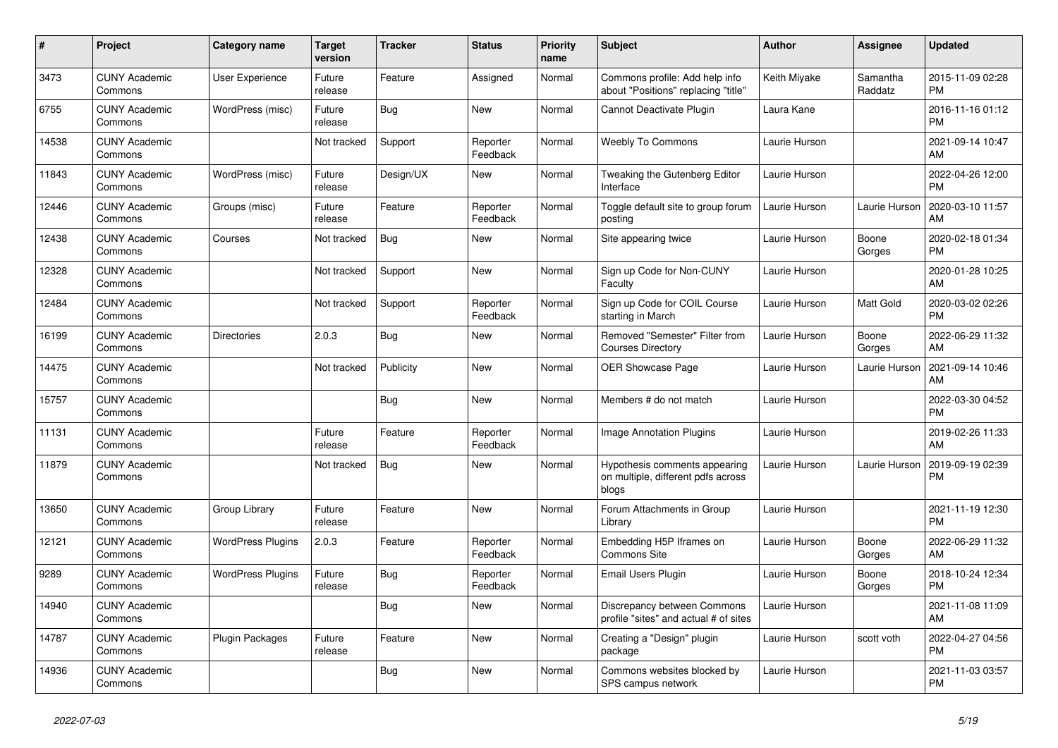| # | Project | Category name | Target version | Tracker | Status | Priority name | Subject | Author | Assignee | Updated |
|---|---|---|---|---|---|---|---|---|---|---|
| 3473 | CUNY Academic Commons | User Experience | Future release | Feature | Assigned | Normal | Commons profile: Add help info about "Positions" replacing "title" | Keith Miyake | Samantha Raddatz | 2015-11-09 02:28 PM |
| 6755 | CUNY Academic Commons | WordPress (misc) | Future release | Bug | New | Normal | Cannot Deactivate Plugin | Laura Kane | | 2016-11-16 01:12 PM |
| 14538 | CUNY Academic Commons | | Not tracked | Support | Reporter Feedback | Normal | Weebly To Commons | Laurie Hurson | | 2021-09-14 10:47 AM |
| 11843 | CUNY Academic Commons | WordPress (misc) | Future release | Design/UX | New | Normal | Tweaking the Gutenberg Editor Interface | Laurie Hurson | | 2022-04-26 12:00 PM |
| 12446 | CUNY Academic Commons | Groups (misc) | Future release | Feature | Reporter Feedback | Normal | Toggle default site to group forum posting | Laurie Hurson | Laurie Hurson | 2020-03-10 11:57 AM |
| 12438 | CUNY Academic Commons | Courses | Not tracked | Bug | New | Normal | Site appearing twice | Laurie Hurson | Boone Gorges | 2020-02-18 01:34 PM |
| 12328 | CUNY Academic Commons | | Not tracked | Support | New | Normal | Sign up Code for Non-CUNY Faculty | Laurie Hurson | | 2020-01-28 10:25 AM |
| 12484 | CUNY Academic Commons | | Not tracked | Support | Reporter Feedback | Normal | Sign up Code for COIL Course starting in March | Laurie Hurson | Matt Gold | 2020-03-02 02:26 PM |
| 16199 | CUNY Academic Commons | Directories | 2.0.3 | Bug | New | Normal | Removed "Semester" Filter from Courses Directory | Laurie Hurson | Boone Gorges | 2022-06-29 11:32 AM |
| 14475 | CUNY Academic Commons | | Not tracked | Publicity | New | Normal | OER Showcase Page | Laurie Hurson | Laurie Hurson | 2021-09-14 10:46 AM |
| 15757 | CUNY Academic Commons | | | Bug | New | Normal | Members # do not match | Laurie Hurson | | 2022-03-30 04:52 PM |
| 11131 | CUNY Academic Commons | | Future release | Feature | Reporter Feedback | Normal | Image Annotation Plugins | Laurie Hurson | | 2019-02-26 11:33 AM |
| 11879 | CUNY Academic Commons | | Not tracked | Bug | New | Normal | Hypothesis comments appearing on multiple, different pdfs across blogs | Laurie Hurson | Laurie Hurson | 2019-09-19 02:39 PM |
| 13650 | CUNY Academic Commons | Group Library | Future release | Feature | New | Normal | Forum Attachments in Group Library | Laurie Hurson | | 2021-11-19 12:30 PM |
| 12121 | CUNY Academic Commons | WordPress Plugins | 2.0.3 | Feature | Reporter Feedback | Normal | Embedding H5P Iframes on Commons Site | Laurie Hurson | Boone Gorges | 2022-06-29 11:32 AM |
| 9289 | CUNY Academic Commons | WordPress Plugins | Future release | Bug | Reporter Feedback | Normal | Email Users Plugin | Laurie Hurson | Boone Gorges | 2018-10-24 12:34 PM |
| 14940 | CUNY Academic Commons | | | Bug | New | Normal | Discrepancy between Commons profile "sites" and actual # of sites | Laurie Hurson | | 2021-11-08 11:09 AM |
| 14787 | CUNY Academic Commons | Plugin Packages | Future release | Feature | New | Normal | Creating a "Design" plugin package | Laurie Hurson | scott voth | 2022-04-27 04:56 PM |
| 14936 | CUNY Academic Commons | | | Bug | New | Normal | Commons websites blocked by SPS campus network | Laurie Hurson | | 2021-11-03 03:57 PM |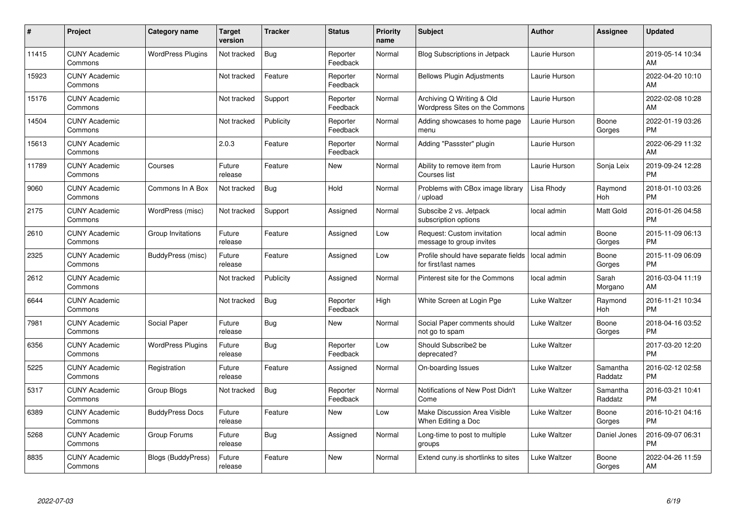| # | Project | Category name | Target version | Tracker | Status | Priority name | Subject | Author | Assignee | Updated |
|---|---|---|---|---|---|---|---|---|---|---|
| 11415 | CUNY Academic Commons | WordPress Plugins | Not tracked | Bug | Reporter Feedback | Normal | Blog Subscriptions in Jetpack | Laurie Hurson | | 2019-05-14 10:34 AM |
| 15923 | CUNY Academic Commons | | Not tracked | Feature | Reporter Feedback | Normal | Bellows Plugin Adjustments | Laurie Hurson | | 2022-04-20 10:10 AM |
| 15176 | CUNY Academic Commons | | Not tracked | Support | Reporter Feedback | Normal | Archiving Q Writing & Old Wordpress Sites on the Commons | Laurie Hurson | | 2022-02-08 10:28 AM |
| 14504 | CUNY Academic Commons | | Not tracked | Publicity | Reporter Feedback | Normal | Adding showcases to home page menu | Laurie Hurson | Boone Gorges | 2022-01-19 03:26 PM |
| 15613 | CUNY Academic Commons | | 2.0.3 | Feature | Reporter Feedback | Normal | Adding "Passster" plugin | Laurie Hurson | | 2022-06-29 11:32 AM |
| 11789 | CUNY Academic Commons | Courses | Future release | Feature | New | Normal | Ability to remove item from Courses list | Laurie Hurson | Sonja Leix | 2019-09-24 12:28 PM |
| 9060 | CUNY Academic Commons | Commons In A Box | Not tracked | Bug | Hold | Normal | Problems with CBox image library / upload | Lisa Rhody | Raymond Hoh | 2018-01-10 03:26 PM |
| 2175 | CUNY Academic Commons | WordPress (misc) | Not tracked | Support | Assigned | Normal | Subscibe 2 vs. Jetpack subscription options | local admin | Matt Gold | 2016-01-26 04:58 PM |
| 2610 | CUNY Academic Commons | Group Invitations | Future release | Feature | Assigned | Low | Request: Custom invitation message to group invites | local admin | Boone Gorges | 2015-11-09 06:13 PM |
| 2325 | CUNY Academic Commons | BuddyPress (misc) | Future release | Feature | Assigned | Low | Profile should have separate fields for first/last names | local admin | Boone Gorges | 2015-11-09 06:09 PM |
| 2612 | CUNY Academic Commons | | Not tracked | Publicity | Assigned | Normal | Pinterest site for the Commons | local admin | Sarah Morgano | 2016-03-04 11:19 AM |
| 6644 | CUNY Academic Commons | | Not tracked | Bug | Reporter Feedback | High | White Screen at Login Pge | Luke Waltzer | Raymond Hoh | 2016-11-21 10:34 PM |
| 7981 | CUNY Academic Commons | Social Paper | Future release | Bug | New | Normal | Social Paper comments should not go to spam | Luke Waltzer | Boone Gorges | 2018-04-16 03:52 PM |
| 6356 | CUNY Academic Commons | WordPress Plugins | Future release | Bug | Reporter Feedback | Low | Should Subscribe2 be deprecated? | Luke Waltzer | | 2017-03-20 12:20 PM |
| 5225 | CUNY Academic Commons | Registration | Future release | Feature | Assigned | Normal | On-boarding Issues | Luke Waltzer | Samantha Raddatz | 2016-02-12 02:58 PM |
| 5317 | CUNY Academic Commons | Group Blogs | Not tracked | Bug | Reporter Feedback | Normal | Notifications of New Post Didn't Come | Luke Waltzer | Samantha Raddatz | 2016-03-21 10:41 PM |
| 6389 | CUNY Academic Commons | BuddyPress Docs | Future release | Feature | New | Low | Make Discussion Area Visible When Editing a Doc | Luke Waltzer | Boone Gorges | 2016-10-21 04:16 PM |
| 5268 | CUNY Academic Commons | Group Forums | Future release | Bug | Assigned | Normal | Long-time to post to multiple groups | Luke Waltzer | Daniel Jones | 2016-09-07 06:31 PM |
| 8835 | CUNY Academic Commons | Blogs (BuddyPress) | Future release | Feature | New | Normal | Extend cuny.is shortlinks to sites | Luke Waltzer | Boone Gorges | 2022-04-26 11:59 AM |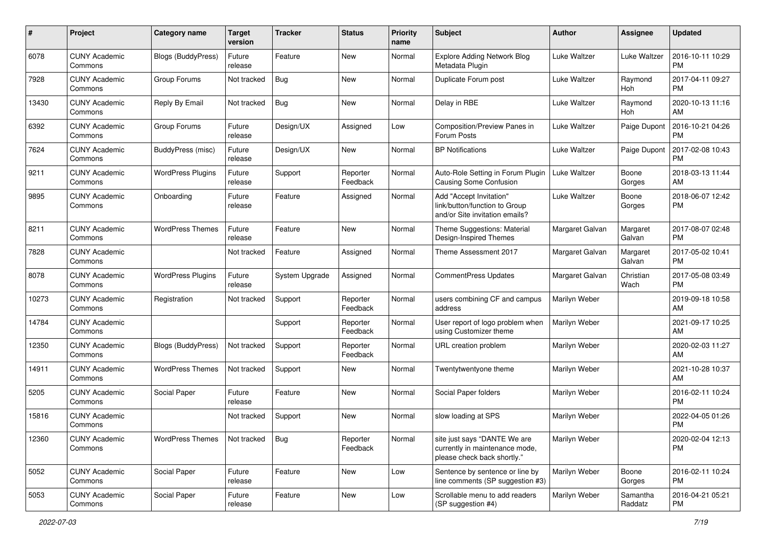| # | Project | Category name | Target version | Tracker | Status | Priority name | Subject | Author | Assignee | Updated |
|---|---|---|---|---|---|---|---|---|---|---|
| 6078 | CUNY Academic Commons | Blogs (BuddyPress) | Future release | Feature | New | Normal | Explore Adding Network Blog Metadata Plugin | Luke Waltzer | Luke Waltzer | 2016-10-11 10:29 PM |
| 7928 | CUNY Academic Commons | Group Forums | Not tracked | Bug | New | Normal | Duplicate Forum post | Luke Waltzer | Raymond Hoh | 2017-04-11 09:27 PM |
| 13430 | CUNY Academic Commons | Reply By Email | Not tracked | Bug | New | Normal | Delay in RBE | Luke Waltzer | Raymond Hoh | 2020-10-13 11:16 AM |
| 6392 | CUNY Academic Commons | Group Forums | Future release | Design/UX | Assigned | Low | Composition/Preview Panes in Forum Posts | Luke Waltzer | Paige Dupont | 2016-10-21 04:26 PM |
| 7624 | CUNY Academic Commons | BuddyPress (misc) | Future release | Design/UX | New | Normal | BP Notifications | Luke Waltzer | Paige Dupont | 2017-02-08 10:43 PM |
| 9211 | CUNY Academic Commons | WordPress Plugins | Future release | Support | Reporter Feedback | Normal | Auto-Role Setting in Forum Plugin Causing Some Confusion | Luke Waltzer | Boone Gorges | 2018-03-13 11:44 AM |
| 9895 | CUNY Academic Commons | Onboarding | Future release | Feature | Assigned | Normal | Add "Accept Invitation" link/button/function to Group and/or Site invitation emails? | Luke Waltzer | Boone Gorges | 2018-06-07 12:42 PM |
| 8211 | CUNY Academic Commons | WordPress Themes | Future release | Feature | New | Normal | Theme Suggestions: Material Design-Inspired Themes | Margaret Galvan | Margaret Galvan | 2017-08-07 02:48 PM |
| 7828 | CUNY Academic Commons | | Not tracked | Feature | Assigned | Normal | Theme Assessment 2017 | Margaret Galvan | Margaret Galvan | 2017-05-02 10:41 PM |
| 8078 | CUNY Academic Commons | WordPress Plugins | Future release | System Upgrade | Assigned | Normal | CommentPress Updates | Margaret Galvan | Christian Wach | 2017-05-08 03:49 PM |
| 10273 | CUNY Academic Commons | Registration | Not tracked | Support | Reporter Feedback | Normal | users combining CF and campus address | Marilyn Weber | | 2019-09-18 10:58 AM |
| 14784 | CUNY Academic Commons | | | Support | Reporter Feedback | Normal | User report of logo problem when using Customizer theme | Marilyn Weber | | 2021-09-17 10:25 AM |
| 12350 | CUNY Academic Commons | Blogs (BuddyPress) | Not tracked | Support | Reporter Feedback | Normal | URL creation problem | Marilyn Weber | | 2020-02-03 11:27 AM |
| 14911 | CUNY Academic Commons | WordPress Themes | Not tracked | Support | New | Normal | Twentytwentyone theme | Marilyn Weber | | 2021-10-28 10:37 AM |
| 5205 | CUNY Academic Commons | Social Paper | Future release | Feature | New | Normal | Social Paper folders | Marilyn Weber | | 2016-02-11 10:24 PM |
| 15816 | CUNY Academic Commons | | Not tracked | Support | New | Normal | slow loading at SPS | Marilyn Weber | | 2022-04-05 01:26 PM |
| 12360 | CUNY Academic Commons | WordPress Themes | Not tracked | Bug | Reporter Feedback | Normal | site just says "DANTE We are currently in maintenance mode, please check back shortly." | Marilyn Weber | | 2020-02-04 12:13 PM |
| 5052 | CUNY Academic Commons | Social Paper | Future release | Feature | New | Low | Sentence by sentence or line by line comments (SP suggestion #3) | Marilyn Weber | Boone Gorges | 2016-02-11 10:24 PM |
| 5053 | CUNY Academic Commons | Social Paper | Future release | Feature | New | Low | Scrollable menu to add readers (SP suggestion #4) | Marilyn Weber | Samantha Raddatz | 2016-04-21 05:21 PM |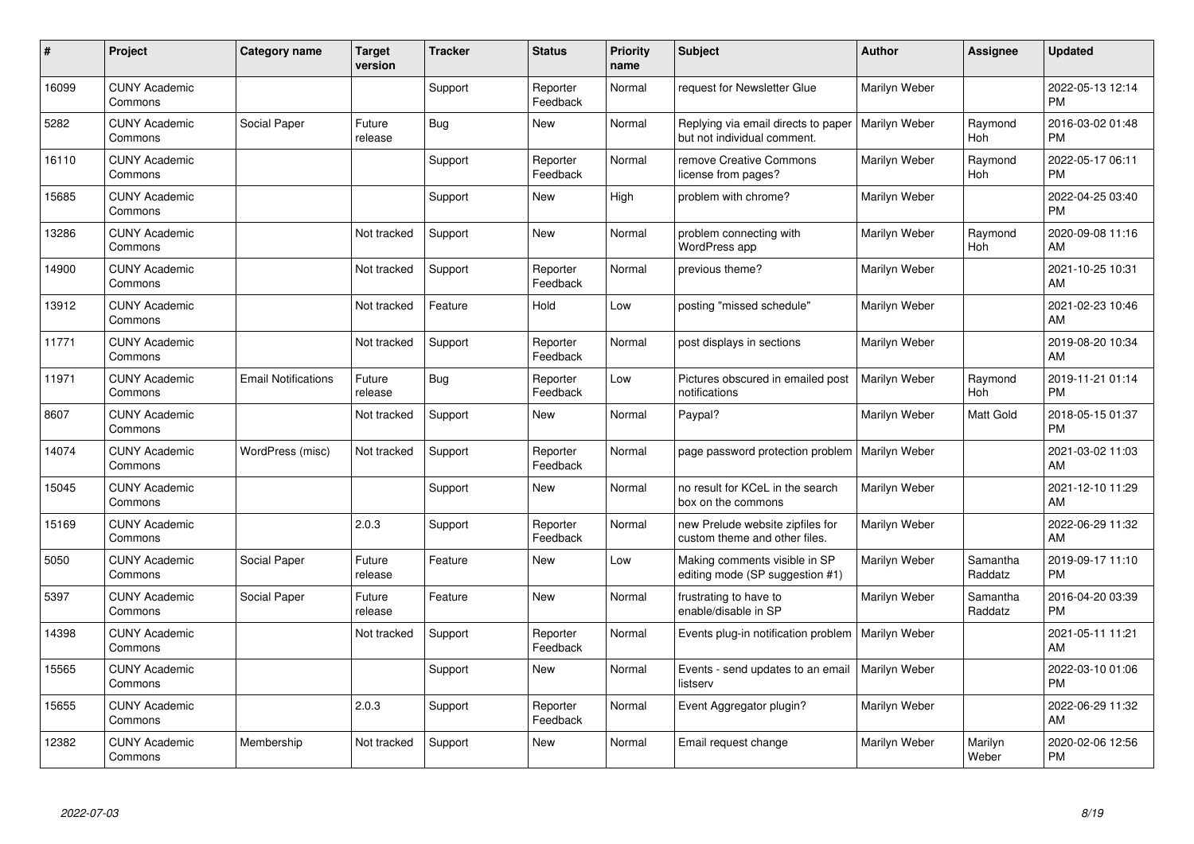| # | Project | Category name | Target version | Tracker | Status | Priority name | Subject | Author | Assignee | Updated |
|---|---|---|---|---|---|---|---|---|---|---|
| 16099 | CUNY Academic Commons | | | Support | Reporter Feedback | Normal | request for Newsletter Glue | Marilyn Weber | | 2022-05-13 12:14 PM |
| 5282 | CUNY Academic Commons | Social Paper | Future release | Bug | New | Normal | Replying via email directs to paper but not individual comment. | Marilyn Weber | Raymond Hoh | 2016-03-02 01:48 PM |
| 16110 | CUNY Academic Commons | | | Support | Reporter Feedback | Normal | remove Creative Commons license from pages? | Marilyn Weber | Raymond Hoh | 2022-05-17 06:11 PM |
| 15685 | CUNY Academic Commons | | | Support | New | High | problem with chrome? | Marilyn Weber | | 2022-04-25 03:40 PM |
| 13286 | CUNY Academic Commons | | Not tracked | Support | New | Normal | problem connecting with WordPress app | Marilyn Weber | Raymond Hoh | 2020-09-08 11:16 AM |
| 14900 | CUNY Academic Commons | | Not tracked | Support | Reporter Feedback | Normal | previous theme? | Marilyn Weber | | 2021-10-25 10:31 AM |
| 13912 | CUNY Academic Commons | | Not tracked | Feature | Hold | Low | posting "missed schedule" | Marilyn Weber | | 2021-02-23 10:46 AM |
| 11771 | CUNY Academic Commons | | Not tracked | Support | Reporter Feedback | Normal | post displays in sections | Marilyn Weber | | 2019-08-20 10:34 AM |
| 11971 | CUNY Academic Commons | Email Notifications | Future release | Bug | Reporter Feedback | Low | Pictures obscured in emailed post notifications | Marilyn Weber | Raymond Hoh | 2019-11-21 01:14 PM |
| 8607 | CUNY Academic Commons | | Not tracked | Support | New | Normal | Paypal? | Marilyn Weber | Matt Gold | 2018-05-15 01:37 PM |
| 14074 | CUNY Academic Commons | WordPress (misc) | Not tracked | Support | Reporter Feedback | Normal | page password protection problem | Marilyn Weber | | 2021-03-02 11:03 AM |
| 15045 | CUNY Academic Commons | | | Support | New | Normal | no result for KCeL in the search box on the commons | Marilyn Weber | | 2021-12-10 11:29 AM |
| 15169 | CUNY Academic Commons | | 2.0.3 | Support | Reporter Feedback | Normal | new Prelude website zipfiles for custom theme and other files. | Marilyn Weber | | 2022-06-29 11:32 AM |
| 5050 | CUNY Academic Commons | Social Paper | Future release | Feature | New | Low | Making comments visible in SP editing mode (SP suggestion #1) | Marilyn Weber | Samantha Raddatz | 2019-09-17 11:10 PM |
| 5397 | CUNY Academic Commons | Social Paper | Future release | Feature | New | Normal | frustrating to have to enable/disable in SP | Marilyn Weber | Samantha Raddatz | 2016-04-20 03:39 PM |
| 14398 | CUNY Academic Commons | | Not tracked | Support | Reporter Feedback | Normal | Events plug-in notification problem | Marilyn Weber | | 2021-05-11 11:21 AM |
| 15565 | CUNY Academic Commons | | | Support | New | Normal | Events - send updates to an email listserv | Marilyn Weber | | 2022-03-10 01:06 PM |
| 15655 | CUNY Academic Commons | | 2.0.3 | Support | Reporter Feedback | Normal | Event Aggregator plugin? | Marilyn Weber | | 2022-06-29 11:32 AM |
| 12382 | CUNY Academic Commons | Membership | Not tracked | Support | New | Normal | Email request change | Marilyn Weber | Marilyn Weber | 2020-02-06 12:56 PM |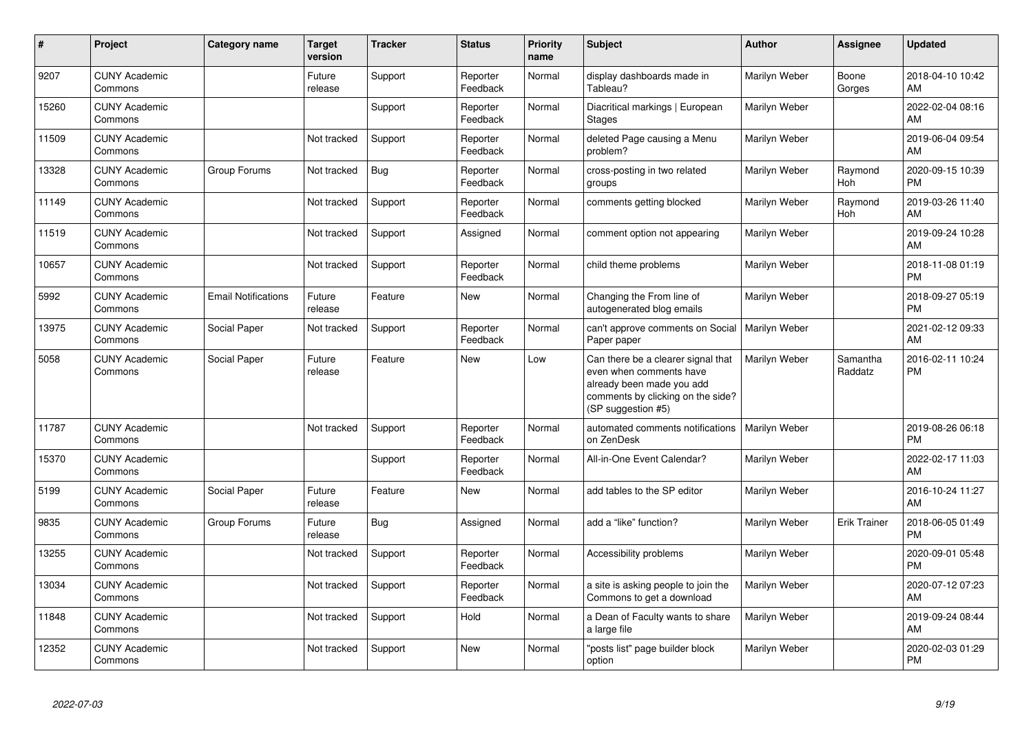| # | Project | Category name | Target version | Tracker | Status | Priority name | Subject | Author | Assignee | Updated |
|---|---|---|---|---|---|---|---|---|---|---|
| 9207 | CUNY Academic Commons | | Future release | Support | Reporter Feedback | Normal | display dashboards made in Tableau? | Marilyn Weber | Boone Gorges | 2018-04-10 10:42 AM |
| 15260 | CUNY Academic Commons | | | Support | Reporter Feedback | Normal | Diacritical markings \| European Stages | Marilyn Weber | | 2022-02-04 08:16 AM |
| 11509 | CUNY Academic Commons | | Not tracked | Support | Reporter Feedback | Normal | deleted Page causing a Menu problem? | Marilyn Weber | | 2019-06-04 09:54 AM |
| 13328 | CUNY Academic Commons | Group Forums | Not tracked | Bug | Reporter Feedback | Normal | cross-posting in two related groups | Marilyn Weber | Raymond Hoh | 2020-09-15 10:39 PM |
| 11149 | CUNY Academic Commons | | Not tracked | Support | Reporter Feedback | Normal | comments getting blocked | Marilyn Weber | Raymond Hoh | 2019-03-26 11:40 AM |
| 11519 | CUNY Academic Commons | | Not tracked | Support | Assigned | Normal | comment option not appearing | Marilyn Weber | | 2019-09-24 10:28 AM |
| 10657 | CUNY Academic Commons | | Not tracked | Support | Reporter Feedback | Normal | child theme problems | Marilyn Weber | | 2018-11-08 01:19 PM |
| 5992 | CUNY Academic Commons | Email Notifications | Future release | Feature | New | Normal | Changing the From line of autogenerated blog emails | Marilyn Weber | | 2018-09-27 05:19 PM |
| 13975 | CUNY Academic Commons | Social Paper | Not tracked | Support | Reporter Feedback | Normal | can't approve comments on Social Paper paper | Marilyn Weber | | 2021-02-12 09:33 AM |
| 5058 | CUNY Academic Commons | Social Paper | Future release | Feature | New | Low | Can there be a clearer signal that even when comments have already been made you add comments by clicking on the side? (SP suggestion #5) | Marilyn Weber | Samantha Raddatz | 2016-02-11 10:24 PM |
| 11787 | CUNY Academic Commons | | Not tracked | Support | Reporter Feedback | Normal | automated comments notifications on ZenDesk | Marilyn Weber | | 2019-08-26 06:18 PM |
| 15370 | CUNY Academic Commons | | | Support | Reporter Feedback | Normal | All-in-One Event Calendar? | Marilyn Weber | | 2022-02-17 11:03 AM |
| 5199 | CUNY Academic Commons | Social Paper | Future release | Feature | New | Normal | add tables to the SP editor | Marilyn Weber | | 2016-10-24 11:27 AM |
| 9835 | CUNY Academic Commons | Group Forums | Future release | Bug | Assigned | Normal | add a "like" function? | Marilyn Weber | Erik Trainer | 2018-06-05 01:49 PM |
| 13255 | CUNY Academic Commons | | Not tracked | Support | Reporter Feedback | Normal | Accessibility problems | Marilyn Weber | | 2020-09-01 05:48 PM |
| 13034 | CUNY Academic Commons | | Not tracked | Support | Reporter Feedback | Normal | a site is asking people to join the Commons to get a download | Marilyn Weber | | 2020-07-12 07:23 AM |
| 11848 | CUNY Academic Commons | | Not tracked | Support | Hold | Normal | a Dean of Faculty wants to share a large file | Marilyn Weber | | 2019-09-24 08:44 AM |
| 12352 | CUNY Academic Commons | | Not tracked | Support | New | Normal | "posts list" page builder block option | Marilyn Weber | | 2020-02-03 01:29 PM |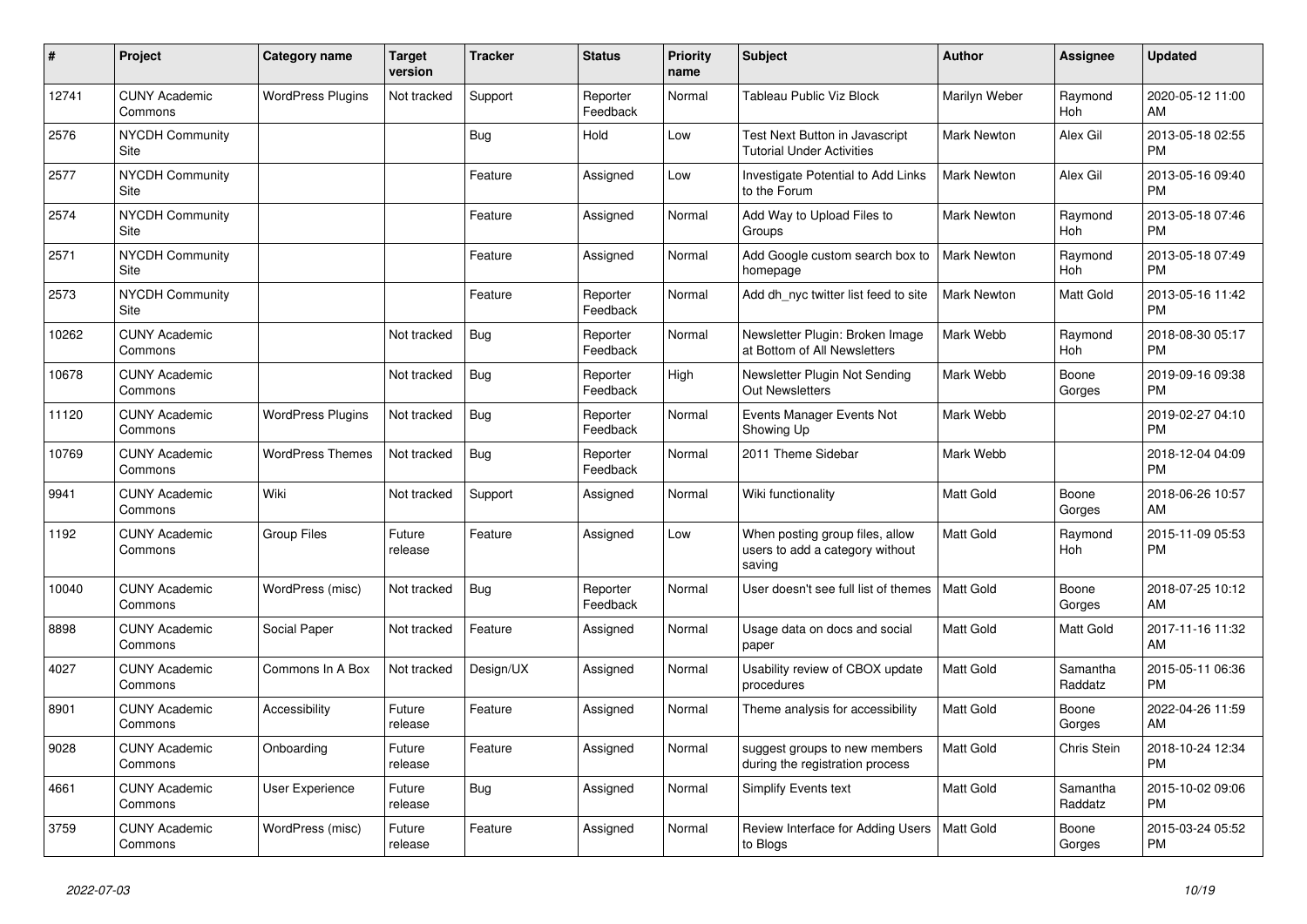| # | Project | Category name | Target version | Tracker | Status | Priority name | Subject | Author | Assignee | Updated |
|---|---|---|---|---|---|---|---|---|---|---|
| 12741 | CUNY Academic Commons | WordPress Plugins | Not tracked | Support | Reporter Feedback | Normal | Tableau Public Viz Block | Marilyn Weber | Raymond Hoh | 2020-05-12 11:00 AM |
| 2576 | NYCDH Community Site | | | Bug | Hold | Low | Test Next Button in Javascript Tutorial Under Activities | Mark Newton | Alex Gil | 2013-05-18 02:55 PM |
| 2577 | NYCDH Community Site | | | Feature | Assigned | Low | Investigate Potential to Add Links to the Forum | Mark Newton | Alex Gil | 2013-05-16 09:40 PM |
| 2574 | NYCDH Community Site | | | Feature | Assigned | Normal | Add Way to Upload Files to Groups | Mark Newton | Raymond Hoh | 2013-05-18 07:46 PM |
| 2571 | NYCDH Community Site | | | Feature | Assigned | Normal | Add Google custom search box to homepage | Mark Newton | Raymond Hoh | 2013-05-18 07:49 PM |
| 2573 | NYCDH Community Site | | | Feature | Reporter Feedback | Normal | Add dh_nyc twitter list feed to site | Mark Newton | Matt Gold | 2013-05-16 11:42 PM |
| 10262 | CUNY Academic Commons | | Not tracked | Bug | Reporter Feedback | Normal | Newsletter Plugin: Broken Image at Bottom of All Newsletters | Mark Webb | Raymond Hoh | 2018-08-30 05:17 PM |
| 10678 | CUNY Academic Commons | | Not tracked | Bug | Reporter Feedback | High | Newsletter Plugin Not Sending Out Newsletters | Mark Webb | Boone Gorges | 2019-09-16 09:38 PM |
| 11120 | CUNY Academic Commons | WordPress Plugins | Not tracked | Bug | Reporter Feedback | Normal | Events Manager Events Not Showing Up | Mark Webb | | 2019-02-27 04:10 PM |
| 10769 | CUNY Academic Commons | WordPress Themes | Not tracked | Bug | Reporter Feedback | Normal | 2011 Theme Sidebar | Mark Webb | | 2018-12-04 04:09 PM |
| 9941 | CUNY Academic Commons | Wiki | Not tracked | Support | Assigned | Normal | Wiki functionality | Matt Gold | Boone Gorges | 2018-06-26 10:57 AM |
| 1192 | CUNY Academic Commons | Group Files | Future release | Feature | Assigned | Low | When posting group files, allow users to add a category without saving | Matt Gold | Raymond Hoh | 2015-11-09 05:53 PM |
| 10040 | CUNY Academic Commons | WordPress (misc) | Not tracked | Bug | Reporter Feedback | Normal | User doesn't see full list of themes | Matt Gold | Boone Gorges | 2018-07-25 10:12 AM |
| 8898 | CUNY Academic Commons | Social Paper | Not tracked | Feature | Assigned | Normal | Usage data on docs and social paper | Matt Gold | Matt Gold | 2017-11-16 11:32 AM |
| 4027 | CUNY Academic Commons | Commons In A Box | Not tracked | Design/UX | Assigned | Normal | Usability review of CBOX update procedures | Matt Gold | Samantha Raddatz | 2015-05-11 06:36 PM |
| 8901 | CUNY Academic Commons | Accessibility | Future release | Feature | Assigned | Normal | Theme analysis for accessibility | Matt Gold | Boone Gorges | 2022-04-26 11:59 AM |
| 9028 | CUNY Academic Commons | Onboarding | Future release | Feature | Assigned | Normal | suggest groups to new members during the registration process | Matt Gold | Chris Stein | 2018-10-24 12:34 PM |
| 4661 | CUNY Academic Commons | User Experience | Future release | Bug | Assigned | Normal | Simplify Events text | Matt Gold | Samantha Raddatz | 2015-10-02 09:06 PM |
| 3759 | CUNY Academic Commons | WordPress (misc) | Future release | Feature | Assigned | Normal | Review Interface for Adding Users to Blogs | Matt Gold | Boone Gorges | 2015-03-24 05:52 PM |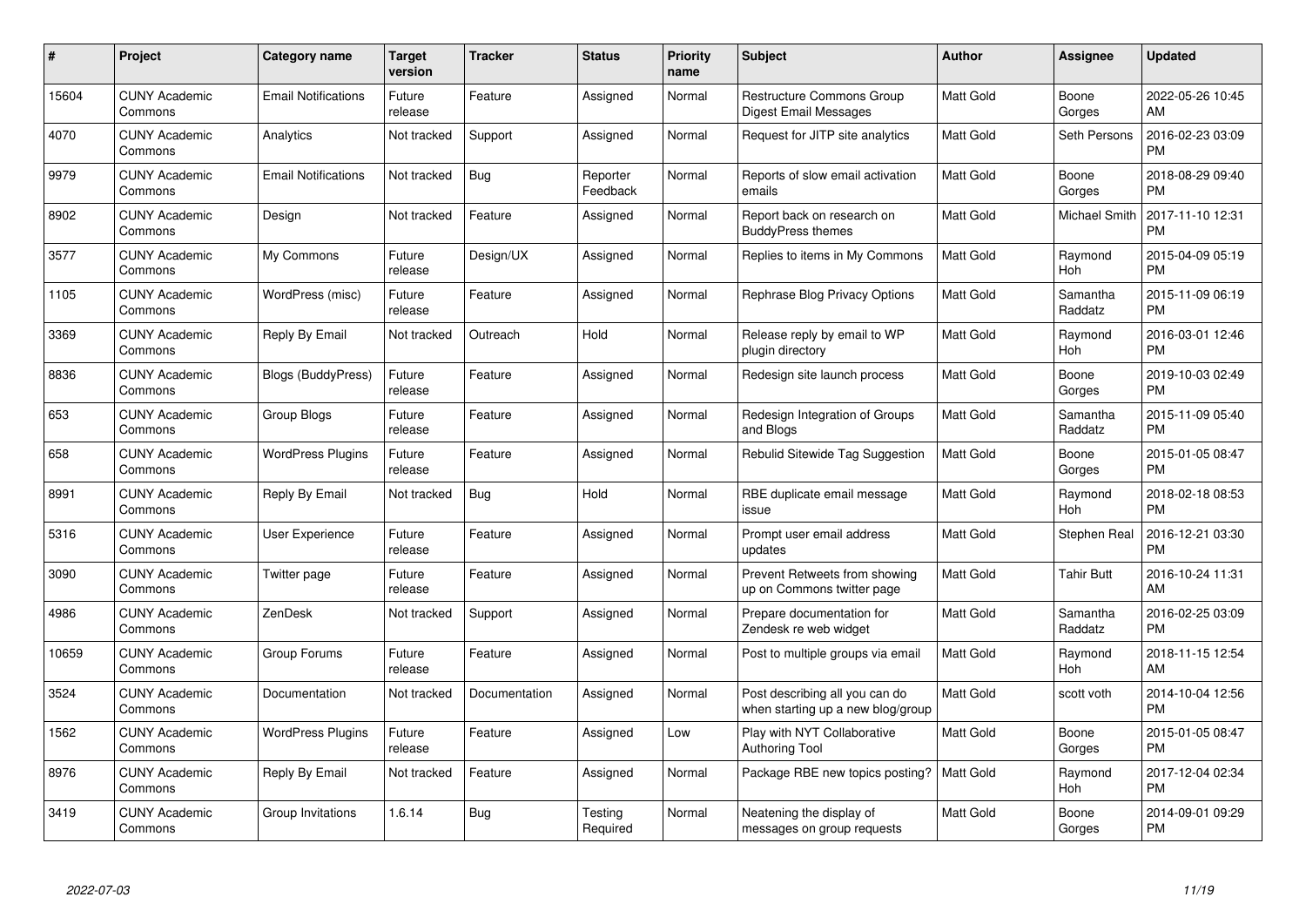| # | Project | Category name | Target version | Tracker | Status | Priority name | Subject | Author | Assignee | Updated |
|---|---|---|---|---|---|---|---|---|---|---|
| 15604 | CUNY Academic Commons | Email Notifications | Future release | Feature | Assigned | Normal | Restructure Commons Group Digest Email Messages | Matt Gold | Boone Gorges | 2022-05-26 10:45 AM |
| 4070 | CUNY Academic Commons | Analytics | Not tracked | Support | Assigned | Normal | Request for JITP site analytics | Matt Gold | Seth Persons | 2016-02-23 03:09 PM |
| 9979 | CUNY Academic Commons | Email Notifications | Not tracked | Bug | Reporter Feedback | Normal | Reports of slow email activation emails | Matt Gold | Boone Gorges | 2018-08-29 09:40 PM |
| 8902 | CUNY Academic Commons | Design | Not tracked | Feature | Assigned | Normal | Report back on research on BuddyPress themes | Matt Gold | Michael Smith | 2017-11-10 12:31 PM |
| 3577 | CUNY Academic Commons | My Commons | Future release | Design/UX | Assigned | Normal | Replies to items in My Commons | Matt Gold | Raymond Hoh | 2015-04-09 05:19 PM |
| 1105 | CUNY Academic Commons | WordPress (misc) | Future release | Feature | Assigned | Normal | Rephrase Blog Privacy Options | Matt Gold | Samantha Raddatz | 2015-11-09 06:19 PM |
| 3369 | CUNY Academic Commons | Reply By Email | Not tracked | Outreach | Hold | Normal | Release reply by email to WP plugin directory | Matt Gold | Raymond Hoh | 2016-03-01 12:46 PM |
| 8836 | CUNY Academic Commons | Blogs (BuddyPress) | Future release | Feature | Assigned | Normal | Redesign site launch process | Matt Gold | Boone Gorges | 2019-10-03 02:49 PM |
| 653 | CUNY Academic Commons | Group Blogs | Future release | Feature | Assigned | Normal | Redesign Integration of Groups and Blogs | Matt Gold | Samantha Raddatz | 2015-11-09 05:40 PM |
| 658 | CUNY Academic Commons | WordPress Plugins | Future release | Feature | Assigned | Normal | Rebulid Sitewide Tag Suggestion | Matt Gold | Boone Gorges | 2015-01-05 08:47 PM |
| 8991 | CUNY Academic Commons | Reply By Email | Not tracked | Bug | Hold | Normal | RBE duplicate email message issue | Matt Gold | Raymond Hoh | 2018-02-18 08:53 PM |
| 5316 | CUNY Academic Commons | User Experience | Future release | Feature | Assigned | Normal | Prompt user email address updates | Matt Gold | Stephen Real | 2016-12-21 03:30 PM |
| 3090 | CUNY Academic Commons | Twitter page | Future release | Feature | Assigned | Normal | Prevent Retweets from showing up on Commons twitter page | Matt Gold | Tahir Butt | 2016-10-24 11:31 AM |
| 4986 | CUNY Academic Commons | ZenDesk | Not tracked | Support | Assigned | Normal | Prepare documentation for Zendesk re web widget | Matt Gold | Samantha Raddatz | 2016-02-25 03:09 PM |
| 10659 | CUNY Academic Commons | Group Forums | Future release | Feature | Assigned | Normal | Post to multiple groups via email | Matt Gold | Raymond Hoh | 2018-11-15 12:54 AM |
| 3524 | CUNY Academic Commons | Documentation | Not tracked | Documentation | Assigned | Normal | Post describing all you can do when starting up a new blog/group | Matt Gold | scott voth | 2014-10-04 12:56 PM |
| 1562 | CUNY Academic Commons | WordPress Plugins | Future release | Feature | Assigned | Low | Play with NYT Collaborative Authoring Tool | Matt Gold | Boone Gorges | 2015-01-05 08:47 PM |
| 8976 | CUNY Academic Commons | Reply By Email | Not tracked | Feature | Assigned | Normal | Package RBE new topics posting? | Matt Gold | Raymond Hoh | 2017-12-04 02:34 PM |
| 3419 | CUNY Academic Commons | Group Invitations | 1.6.14 | Bug | Testing Required | Normal | Neatening the display of messages on group requests | Matt Gold | Boone Gorges | 2014-09-01 09:29 PM |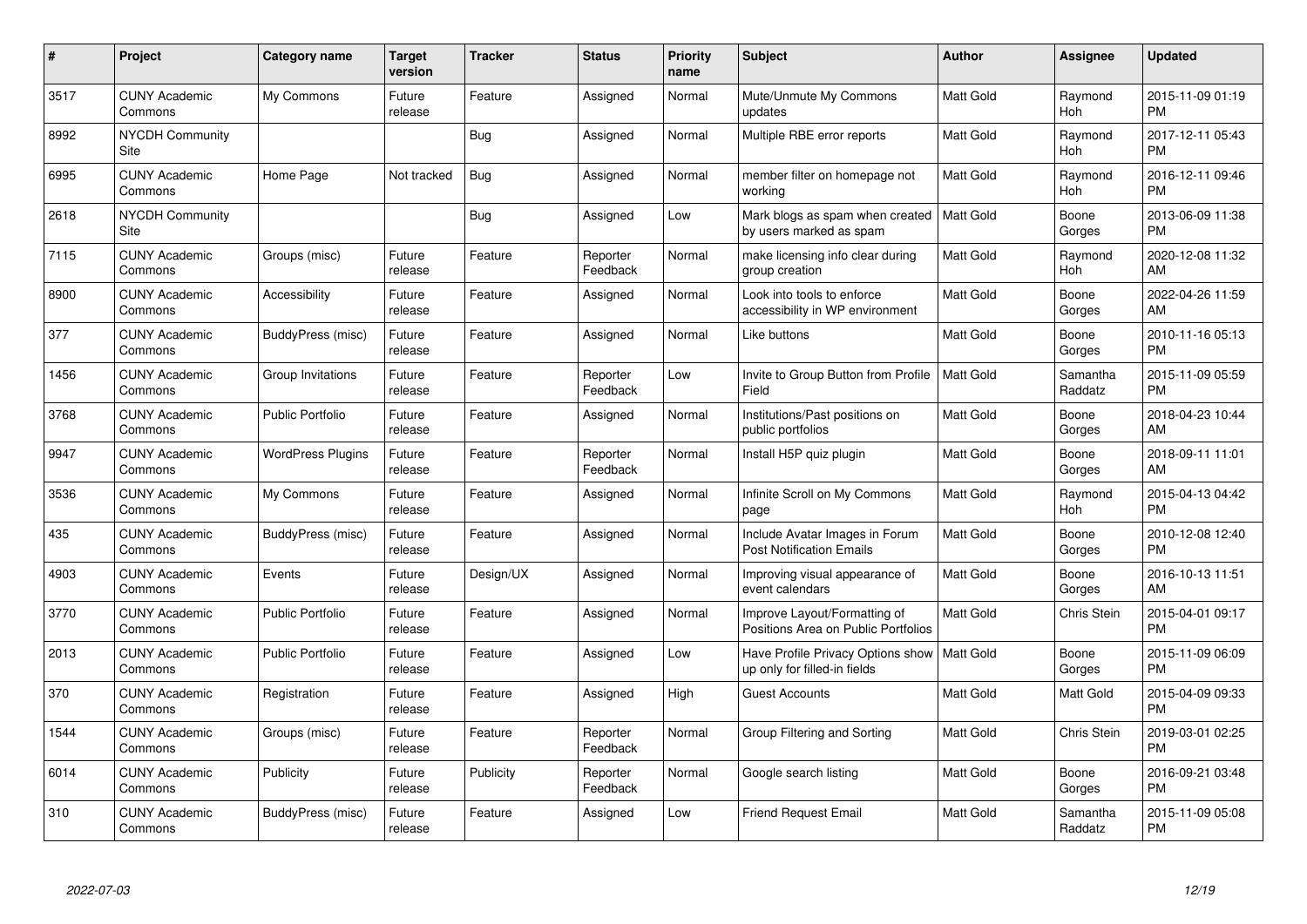| # | Project | Category name | Target version | Tracker | Status | Priority name | Subject | Author | Assignee | Updated |
| --- | --- | --- | --- | --- | --- | --- | --- | --- | --- | --- |
| 3517 | CUNY Academic Commons | My Commons | Future release | Feature | Assigned | Normal | Mute/Unmute My Commons updates | Matt Gold | Raymond Hoh | 2015-11-09 01:19 PM |
| 8992 | NYCDH Community Site | | | Bug | Assigned | Normal | Multiple RBE error reports | Matt Gold | Raymond Hoh | 2017-12-11 05:43 PM |
| 6995 | CUNY Academic Commons | Home Page | Not tracked | Bug | Assigned | Normal | member filter on homepage not working | Matt Gold | Raymond Hoh | 2016-12-11 09:46 PM |
| 2618 | NYCDH Community Site | | | Bug | Assigned | Low | Mark blogs as spam when created by users marked as spam | Matt Gold | Boone Gorges | 2013-06-09 11:38 PM |
| 7115 | CUNY Academic Commons | Groups (misc) | Future release | Feature | Reporter Feedback | Normal | make licensing info clear during group creation | Matt Gold | Raymond Hoh | 2020-12-08 11:32 AM |
| 8900 | CUNY Academic Commons | Accessibility | Future release | Feature | Assigned | Normal | Look into tools to enforce accessibility in WP environment | Matt Gold | Boone Gorges | 2022-04-26 11:59 AM |
| 377 | CUNY Academic Commons | BuddyPress (misc) | Future release | Feature | Assigned | Normal | Like buttons | Matt Gold | Boone Gorges | 2010-11-16 05:13 PM |
| 1456 | CUNY Academic Commons | Group Invitations | Future release | Feature | Reporter Feedback | Low | Invite to Group Button from Profile Field | Matt Gold | Samantha Raddatz | 2015-11-09 05:59 PM |
| 3768 | CUNY Academic Commons | Public Portfolio | Future release | Feature | Assigned | Normal | Institutions/Past positions on public portfolios | Matt Gold | Boone Gorges | 2018-04-23 10:44 AM |
| 9947 | CUNY Academic Commons | WordPress Plugins | Future release | Feature | Reporter Feedback | Normal | Install H5P quiz plugin | Matt Gold | Boone Gorges | 2018-09-11 11:01 AM |
| 3536 | CUNY Academic Commons | My Commons | Future release | Feature | Assigned | Normal | Infinite Scroll on My Commons page | Matt Gold | Raymond Hoh | 2015-04-13 04:42 PM |
| 435 | CUNY Academic Commons | BuddyPress (misc) | Future release | Feature | Assigned | Normal | Include Avatar Images in Forum Post Notification Emails | Matt Gold | Boone Gorges | 2010-12-08 12:40 PM |
| 4903 | CUNY Academic Commons | Events | Future release | Design/UX | Assigned | Normal | Improving visual appearance of event calendars | Matt Gold | Boone Gorges | 2016-10-13 11:51 AM |
| 3770 | CUNY Academic Commons | Public Portfolio | Future release | Feature | Assigned | Normal | Improve Layout/Formatting of Positions Area on Public Portfolios | Matt Gold | Chris Stein | 2015-04-01 09:17 PM |
| 2013 | CUNY Academic Commons | Public Portfolio | Future release | Feature | Assigned | Low | Have Profile Privacy Options show up only for filled-in fields | Matt Gold | Boone Gorges | 2015-11-09 06:09 PM |
| 370 | CUNY Academic Commons | Registration | Future release | Feature | Assigned | High | Guest Accounts | Matt Gold | Matt Gold | 2015-04-09 09:33 PM |
| 1544 | CUNY Academic Commons | Groups (misc) | Future release | Feature | Reporter Feedback | Normal | Group Filtering and Sorting | Matt Gold | Chris Stein | 2019-03-01 02:25 PM |
| 6014 | CUNY Academic Commons | Publicity | Future release | Publicity | Reporter Feedback | Normal | Google search listing | Matt Gold | Boone Gorges | 2016-09-21 03:48 PM |
| 310 | CUNY Academic Commons | BuddyPress (misc) | Future release | Feature | Assigned | Low | Friend Request Email | Matt Gold | Samantha Raddatz | 2015-11-09 05:08 PM |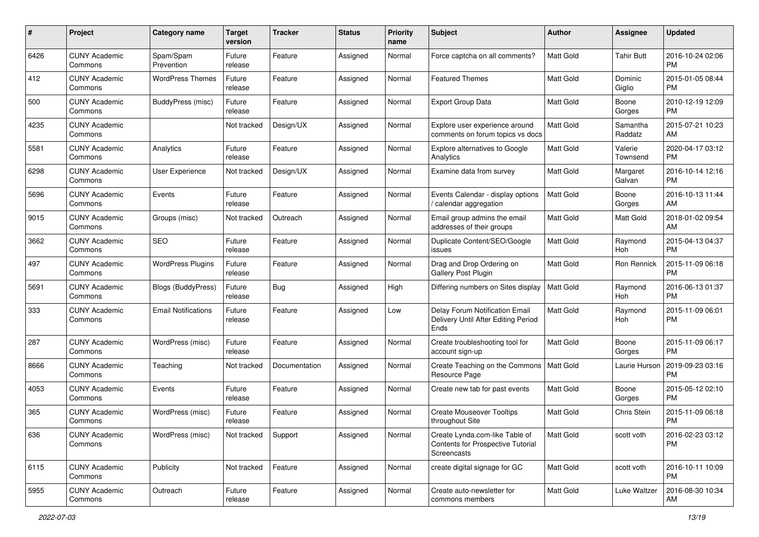| # | Project | Category name | Target version | Tracker | Status | Priority name | Subject | Author | Assignee | Updated |
|---|---|---|---|---|---|---|---|---|---|---|
| 6426 | CUNY Academic Commons | Spam/Spam Prevention | Future release | Feature | Assigned | Normal | Force captcha on all comments? | Matt Gold | Tahir Butt | 2016-10-24 02:06 PM |
| 412 | CUNY Academic Commons | WordPress Themes | Future release | Feature | Assigned | Normal | Featured Themes | Matt Gold | Dominic Giglio | 2015-01-05 08:44 PM |
| 500 | CUNY Academic Commons | BuddyPress (misc) | Future release | Feature | Assigned | Normal | Export Group Data | Matt Gold | Boone Gorges | 2010-12-19 12:09 PM |
| 4235 | CUNY Academic Commons | | Not tracked | Design/UX | Assigned | Normal | Explore user experience around comments on forum topics vs docs | Matt Gold | Samantha Raddatz | 2015-07-21 10:23 AM |
| 5581 | CUNY Academic Commons | Analytics | Future release | Feature | Assigned | Normal | Explore alternatives to Google Analytics | Matt Gold | Valerie Townsend | 2020-04-17 03:12 PM |
| 6298 | CUNY Academic Commons | User Experience | Not tracked | Design/UX | Assigned | Normal | Examine data from survey | Matt Gold | Margaret Galvan | 2016-10-14 12:16 PM |
| 5696 | CUNY Academic Commons | Events | Future release | Feature | Assigned | Normal | Events Calendar - display options / calendar aggregation | Matt Gold | Boone Gorges | 2016-10-13 11:44 AM |
| 9015 | CUNY Academic Commons | Groups (misc) | Not tracked | Outreach | Assigned | Normal | Email group admins the email addresses of their groups | Matt Gold | Matt Gold | 2018-01-02 09:54 AM |
| 3662 | CUNY Academic Commons | SEO | Future release | Feature | Assigned | Normal | Duplicate Content/SEO/Google issues | Matt Gold | Raymond Hoh | 2015-04-13 04:37 PM |
| 497 | CUNY Academic Commons | WordPress Plugins | Future release | Feature | Assigned | Normal | Drag and Drop Ordering on Gallery Post Plugin | Matt Gold | Ron Rennick | 2015-11-09 06:18 PM |
| 5691 | CUNY Academic Commons | Blogs (BuddyPress) | Future release | Bug | Assigned | High | Differing numbers on Sites display | Matt Gold | Raymond Hoh | 2016-06-13 01:37 PM |
| 333 | CUNY Academic Commons | Email Notifications | Future release | Feature | Assigned | Low | Delay Forum Notification Email Delivery Until After Editing Period Ends | Matt Gold | Raymond Hoh | 2015-11-09 06:01 PM |
| 287 | CUNY Academic Commons | WordPress (misc) | Future release | Feature | Assigned | Normal | Create troubleshooting tool for account sign-up | Matt Gold | Boone Gorges | 2015-11-09 06:17 PM |
| 8666 | CUNY Academic Commons | Teaching | Not tracked | Documentation | Assigned | Normal | Create Teaching on the Commons Resource Page | Matt Gold | Laurie Hurson | 2019-09-23 03:16 PM |
| 4053 | CUNY Academic Commons | Events | Future release | Feature | Assigned | Normal | Create new tab for past events | Matt Gold | Boone Gorges | 2015-05-12 02:10 PM |
| 365 | CUNY Academic Commons | WordPress (misc) | Future release | Feature | Assigned | Normal | Create Mouseover Tooltips throughout Site | Matt Gold | Chris Stein | 2015-11-09 06:18 PM |
| 636 | CUNY Academic Commons | WordPress (misc) | Not tracked | Support | Assigned | Normal | Create Lynda.com-like Table of Contents for Prospective Tutorial Screencasts | Matt Gold | scott voth | 2016-02-23 03:12 PM |
| 6115 | CUNY Academic Commons | Publicity | Not tracked | Feature | Assigned | Normal | create digital signage for GC | Matt Gold | scott voth | 2016-10-11 10:09 PM |
| 5955 | CUNY Academic Commons | Outreach | Future release | Feature | Assigned | Normal | Create auto-newsletter for commons members | Matt Gold | Luke Waltzer | 2016-08-30 10:34 AM |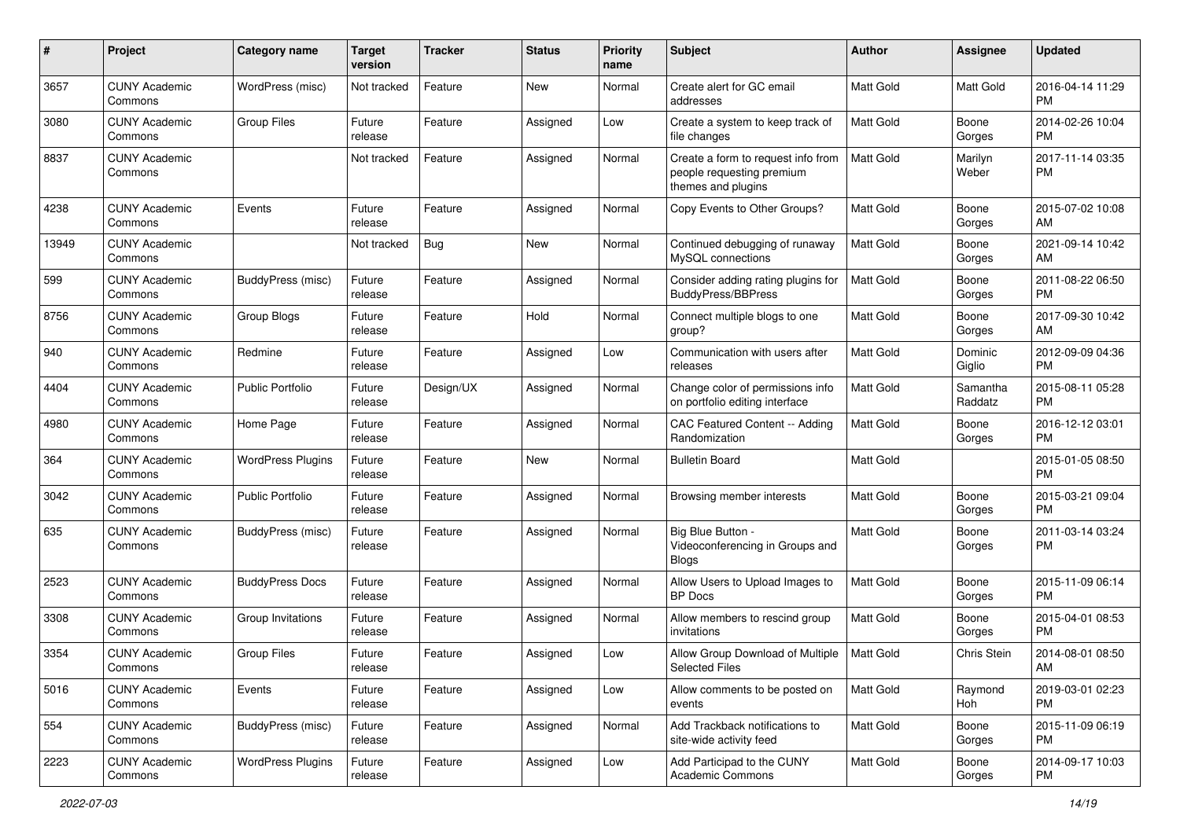| # | Project | Category name | Target version | Tracker | Status | Priority name | Subject | Author | Assignee | Updated |
|---|---|---|---|---|---|---|---|---|---|---|
| 3657 | CUNY Academic Commons | WordPress (misc) | Not tracked | Feature | New | Normal | Create alert for GC email addresses | Matt Gold | Matt Gold | 2016-04-14 11:29 PM |
| 3080 | CUNY Academic Commons | Group Files | Future release | Feature | Assigned | Low | Create a system to keep track of file changes | Matt Gold | Boone Gorges | 2014-02-26 10:04 PM |
| 8837 | CUNY Academic Commons | | Not tracked | Feature | Assigned | Normal | Create a form to request info from people requesting premium themes and plugins | Matt Gold | Marilyn Weber | 2017-11-14 03:35 PM |
| 4238 | CUNY Academic Commons | Events | Future release | Feature | Assigned | Normal | Copy Events to Other Groups? | Matt Gold | Boone Gorges | 2015-07-02 10:08 AM |
| 13949 | CUNY Academic Commons | | Not tracked | Bug | New | Normal | Continued debugging of runaway MySQL connections | Matt Gold | Boone Gorges | 2021-09-14 10:42 AM |
| 599 | CUNY Academic Commons | BuddyPress (misc) | Future release | Feature | Assigned | Normal | Consider adding rating plugins for BuddyPress/BBPress | Matt Gold | Boone Gorges | 2011-08-22 06:50 PM |
| 8756 | CUNY Academic Commons | Group Blogs | Future release | Feature | Hold | Normal | Connect multiple blogs to one group? | Matt Gold | Boone Gorges | 2017-09-30 10:42 AM |
| 940 | CUNY Academic Commons | Redmine | Future release | Feature | Assigned | Low | Communication with users after releases | Matt Gold | Dominic Giglio | 2012-09-09 04:36 PM |
| 4404 | CUNY Academic Commons | Public Portfolio | Future release | Design/UX | Assigned | Normal | Change color of permissions info on portfolio editing interface | Matt Gold | Samantha Raddatz | 2015-08-11 05:28 PM |
| 4980 | CUNY Academic Commons | Home Page | Future release | Feature | Assigned | Normal | CAC Featured Content -- Adding Randomization | Matt Gold | Boone Gorges | 2016-12-12 03:01 PM |
| 364 | CUNY Academic Commons | WordPress Plugins | Future release | Feature | New | Normal | Bulletin Board | Matt Gold | | 2015-01-05 08:50 PM |
| 3042 | CUNY Academic Commons | Public Portfolio | Future release | Feature | Assigned | Normal | Browsing member interests | Matt Gold | Boone Gorges | 2015-03-21 09:04 PM |
| 635 | CUNY Academic Commons | BuddyPress (misc) | Future release | Feature | Assigned | Normal | Big Blue Button - Videoconferencing in Groups and Blogs | Matt Gold | Boone Gorges | 2011-03-14 03:24 PM |
| 2523 | CUNY Academic Commons | BuddyPress Docs | Future release | Feature | Assigned | Normal | Allow Users to Upload Images to BP Docs | Matt Gold | Boone Gorges | 2015-11-09 06:14 PM |
| 3308 | CUNY Academic Commons | Group Invitations | Future release | Feature | Assigned | Normal | Allow members to rescind group invitations | Matt Gold | Boone Gorges | 2015-04-01 08:53 PM |
| 3354 | CUNY Academic Commons | Group Files | Future release | Feature | Assigned | Low | Allow Group Download of Multiple Selected Files | Matt Gold | Chris Stein | 2014-08-01 08:50 AM |
| 5016 | CUNY Academic Commons | Events | Future release | Feature | Assigned | Low | Allow comments to be posted on events | Matt Gold | Raymond Hoh | 2019-03-01 02:23 PM |
| 554 | CUNY Academic Commons | BuddyPress (misc) | Future release | Feature | Assigned | Normal | Add Trackback notifications to site-wide activity feed | Matt Gold | Boone Gorges | 2015-11-09 06:19 PM |
| 2223 | CUNY Academic Commons | WordPress Plugins | Future release | Feature | Assigned | Low | Add Participad to the CUNY Academic Commons | Matt Gold | Boone Gorges | 2014-09-17 10:03 PM |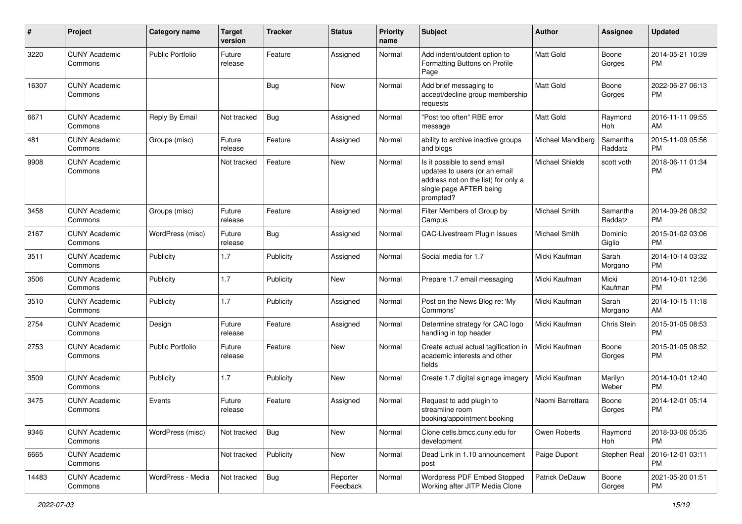| # | Project | Category name | Target version | Tracker | Status | Priority name | Subject | Author | Assignee | Updated |
|---|---|---|---|---|---|---|---|---|---|---|
| 3220 | CUNY Academic Commons | Public Portfolio | Future release | Feature | Assigned | Normal | Add indent/outdent option to Formatting Buttons on Profile Page | Matt Gold | Boone Gorges | 2014-05-21 10:39 PM |
| 16307 | CUNY Academic Commons | | | Bug | New | Normal | Add brief messaging to accept/decline group membership requests | Matt Gold | Boone Gorges | 2022-06-27 06:13 PM |
| 6671 | CUNY Academic Commons | Reply By Email | Not tracked | Bug | Assigned | Normal | "Post too often" RBE error message | Matt Gold | Raymond Hoh | 2016-11-11 09:55 AM |
| 481 | CUNY Academic Commons | Groups (misc) | Future release | Feature | Assigned | Normal | ability to archive inactive groups and blogs | Michael Mandiberg | Samantha Raddatz | 2015-11-09 05:56 PM |
| 9908 | CUNY Academic Commons | | Not tracked | Feature | New | Normal | Is it possible to send email updates to users (or an email address not on the list) for only a single page AFTER being prompted? | Michael Shields | scott voth | 2018-06-11 01:34 PM |
| 3458 | CUNY Academic Commons | Groups (misc) | Future release | Feature | Assigned | Normal | Filter Members of Group by Campus | Michael Smith | Samantha Raddatz | 2014-09-26 08:32 PM |
| 2167 | CUNY Academic Commons | WordPress (misc) | Future release | Bug | Assigned | Normal | CAC-Livestream Plugin Issues | Michael Smith | Dominic Giglio | 2015-01-02 03:06 PM |
| 3511 | CUNY Academic Commons | Publicity | 1.7 | Publicity | Assigned | Normal | Social media for 1.7 | Micki Kaufman | Sarah Morgano | 2014-10-14 03:32 PM |
| 3506 | CUNY Academic Commons | Publicity | 1.7 | Publicity | New | Normal | Prepare 1.7 email messaging | Micki Kaufman | Micki Kaufman | 2014-10-01 12:36 PM |
| 3510 | CUNY Academic Commons | Publicity | 1.7 | Publicity | Assigned | Normal | Post on the News Blog re: 'My Commons' | Micki Kaufman | Sarah Morgano | 2014-10-15 11:18 AM |
| 2754 | CUNY Academic Commons | Design | Future release | Feature | Assigned | Normal | Determine strategy for CAC logo handling in top header | Micki Kaufman | Chris Stein | 2015-01-05 08:53 PM |
| 2753 | CUNY Academic Commons | Public Portfolio | Future release | Feature | New | Normal | Create actual actual tagification in academic interests and other fields | Micki Kaufman | Boone Gorges | 2015-01-05 08:52 PM |
| 3509 | CUNY Academic Commons | Publicity | 1.7 | Publicity | New | Normal | Create 1.7 digital signage imagery | Micki Kaufman | Marilyn Weber | 2014-10-01 12:40 PM |
| 3475 | CUNY Academic Commons | Events | Future release | Feature | Assigned | Normal | Request to add plugin to streamline room booking/appointment booking | Naomi Barrettara | Boone Gorges | 2014-12-01 05:14 PM |
| 9346 | CUNY Academic Commons | WordPress (misc) | Not tracked | Bug | New | Normal | Clone cetls.bmcc.cuny.edu for development | Owen Roberts | Raymond Hoh | 2018-03-06 05:35 PM |
| 6665 | CUNY Academic Commons | | Not tracked | Publicity | New | Normal | Dead Link in 1.10 announcement post | Paige Dupont | Stephen Real | 2016-12-01 03:11 PM |
| 14483 | CUNY Academic Commons | WordPress - Media | Not tracked | Bug | Reporter Feedback | Normal | Wordpress PDF Embed Stopped Working after JITP Media Clone | Patrick DeDauw | Boone Gorges | 2021-05-20 01:51 PM |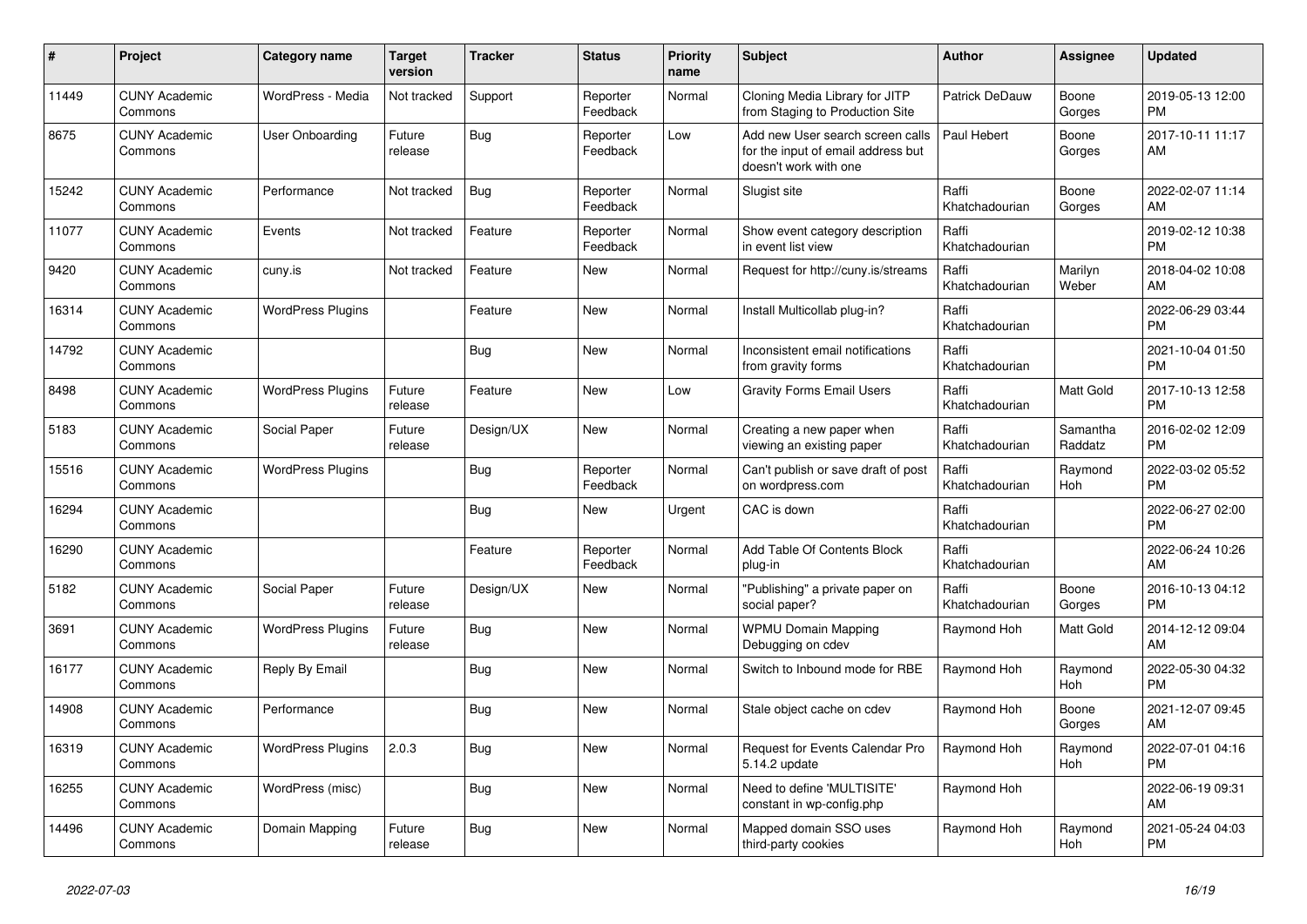| # | Project | Category name | Target version | Tracker | Status | Priority name | Subject | Author | Assignee | Updated |
|---|---|---|---|---|---|---|---|---|---|---|
| 11449 | CUNY Academic Commons | WordPress - Media | Not tracked | Support | Reporter Feedback | Normal | Cloning Media Library for JITP from Staging to Production Site | Patrick DeDauw | Boone Gorges | 2019-05-13 12:00 PM |
| 8675 | CUNY Academic Commons | User Onboarding | Future release | Bug | Reporter Feedback | Low | Add new User search screen calls for the input of email address but doesn't work with one | Paul Hebert | Boone Gorges | 2017-10-11 11:17 AM |
| 15242 | CUNY Academic Commons | Performance | Not tracked | Bug | Reporter Feedback | Normal | Slugist site | Raffi Khatchadourian | Boone Gorges | 2022-02-07 11:14 AM |
| 11077 | CUNY Academic Commons | Events | Not tracked | Feature | Reporter Feedback | Normal | Show event category description in event list view | Raffi Khatchadourian | | 2019-02-12 10:38 PM |
| 9420 | CUNY Academic Commons | cuny.is | Not tracked | Feature | New | Normal | Request for http://cuny.is/streams | Raffi Khatchadourian | Marilyn Weber | 2018-04-02 10:08 AM |
| 16314 | CUNY Academic Commons | WordPress Plugins | | Feature | New | Normal | Install Multicollab plug-in? | Raffi Khatchadourian | | 2022-06-29 03:44 PM |
| 14792 | CUNY Academic Commons | | | Bug | New | Normal | Inconsistent email notifications from gravity forms | Raffi Khatchadourian | | 2021-10-04 01:50 PM |
| 8498 | CUNY Academic Commons | WordPress Plugins | Future release | Feature | New | Low | Gravity Forms Email Users | Raffi Khatchadourian | Matt Gold | 2017-10-13 12:58 PM |
| 5183 | CUNY Academic Commons | Social Paper | Future release | Design/UX | New | Normal | Creating a new paper when viewing an existing paper | Raffi Khatchadourian | Samantha Raddatz | 2016-02-02 12:09 PM |
| 15516 | CUNY Academic Commons | WordPress Plugins | | Bug | Reporter Feedback | Normal | Can't publish or save draft of post on wordpress.com | Raffi Khatchadourian | Raymond Hoh | 2022-03-02 05:52 PM |
| 16294 | CUNY Academic Commons | | | Bug | New | Urgent | CAC is down | Raffi Khatchadourian | | 2022-06-27 02:00 PM |
| 16290 | CUNY Academic Commons | | | Feature | Reporter Feedback | Normal | Add Table Of Contents Block plug-in | Raffi Khatchadourian | | 2022-06-24 10:26 AM |
| 5182 | CUNY Academic Commons | Social Paper | Future release | Design/UX | New | Normal | "Publishing" a private paper on social paper? | Raffi Khatchadourian | Boone Gorges | 2016-10-13 04:12 PM |
| 3691 | CUNY Academic Commons | WordPress Plugins | Future release | Bug | New | Normal | WPMU Domain Mapping Debugging on cdev | Raymond Hoh | Matt Gold | 2014-12-12 09:04 AM |
| 16177 | CUNY Academic Commons | Reply By Email | | Bug | New | Normal | Switch to Inbound mode for RBE | Raymond Hoh | Raymond Hoh | 2022-05-30 04:32 PM |
| 14908 | CUNY Academic Commons | Performance | | Bug | New | Normal | Stale object cache on cdev | Raymond Hoh | Boone Gorges | 2021-12-07 09:45 AM |
| 16319 | CUNY Academic Commons | WordPress Plugins | 2.0.3 | Bug | New | Normal | Request for Events Calendar Pro 5.14.2 update | Raymond Hoh | Raymond Hoh | 2022-07-01 04:16 PM |
| 16255 | CUNY Academic Commons | WordPress (misc) | | Bug | New | Normal | Need to define 'MULTISITE' constant in wp-config.php | Raymond Hoh | | 2022-06-19 09:31 AM |
| 14496 | CUNY Academic Commons | Domain Mapping | Future release | Bug | New | Normal | Mapped domain SSO uses third-party cookies | Raymond Hoh | Raymond Hoh | 2021-05-24 04:03 PM |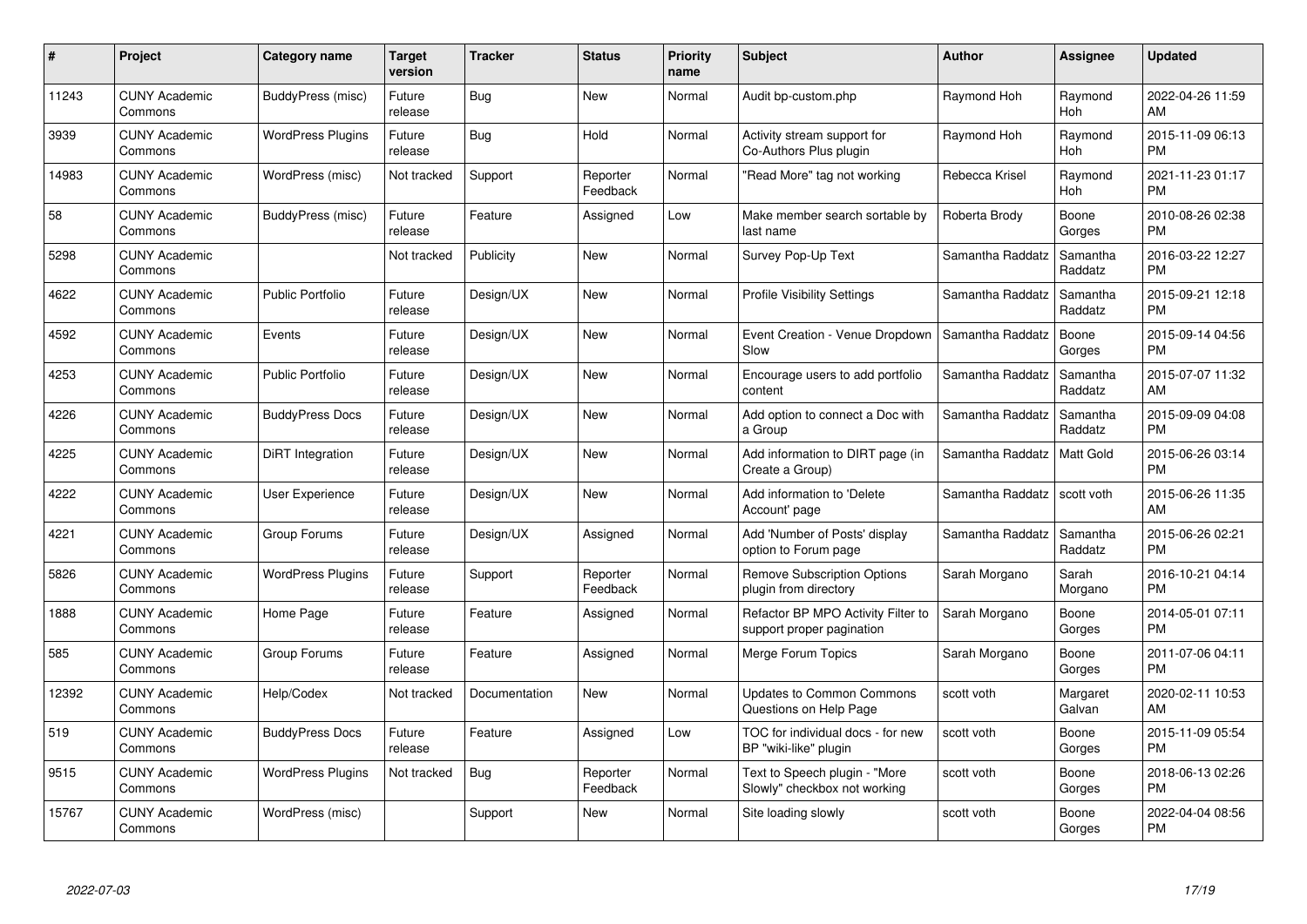| # | Project | Category name | Target version | Tracker | Status | Priority name | Subject | Author | Assignee | Updated |
|---|---|---|---|---|---|---|---|---|---|---|
| 11243 | CUNY Academic Commons | BuddyPress (misc) | Future release | Bug | New | Normal | Audit bp-custom.php | Raymond Hoh | Raymond Hoh | 2022-04-26 11:59 AM |
| 3939 | CUNY Academic Commons | WordPress Plugins | Future release | Bug | Hold | Normal | Activity stream support for Co-Authors Plus plugin | Raymond Hoh | Raymond Hoh | 2015-11-09 06:13 PM |
| 14983 | CUNY Academic Commons | WordPress (misc) | Not tracked | Support | Reporter Feedback | Normal | "Read More" tag not working | Rebecca Krisel | Raymond Hoh | 2021-11-23 01:17 PM |
| 58 | CUNY Academic Commons | BuddyPress (misc) | Future release | Feature | Assigned | Low | Make member search sortable by last name | Roberta Brody | Boone Gorges | 2010-08-26 02:38 PM |
| 5298 | CUNY Academic Commons | | Not tracked | Publicity | New | Normal | Survey Pop-Up Text | Samantha Raddatz | Samantha Raddatz | 2016-03-22 12:27 PM |
| 4622 | CUNY Academic Commons | Public Portfolio | Future release | Design/UX | New | Normal | Profile Visibility Settings | Samantha Raddatz | Samantha Raddatz | 2015-09-21 12:18 PM |
| 4592 | CUNY Academic Commons | Events | Future release | Design/UX | New | Normal | Event Creation - Venue Dropdown Slow | Samantha Raddatz | Boone Gorges | 2015-09-14 04:56 PM |
| 4253 | CUNY Academic Commons | Public Portfolio | Future release | Design/UX | New | Normal | Encourage users to add portfolio content | Samantha Raddatz | Samantha Raddatz | 2015-07-07 11:32 AM |
| 4226 | CUNY Academic Commons | BuddyPress Docs | Future release | Design/UX | New | Normal | Add option to connect a Doc with a Group | Samantha Raddatz | Samantha Raddatz | 2015-09-09 04:08 PM |
| 4225 | CUNY Academic Commons | DiRT Integration | Future release | Design/UX | New | Normal | Add information to DIRT page (in Create a Group) | Samantha Raddatz | Matt Gold | 2015-06-26 03:14 PM |
| 4222 | CUNY Academic Commons | User Experience | Future release | Design/UX | New | Normal | Add information to 'Delete Account' page | Samantha Raddatz | scott voth | 2015-06-26 11:35 AM |
| 4221 | CUNY Academic Commons | Group Forums | Future release | Design/UX | Assigned | Normal | Add 'Number of Posts' display option to Forum page | Samantha Raddatz | Samantha Raddatz | 2015-06-26 02:21 PM |
| 5826 | CUNY Academic Commons | WordPress Plugins | Future release | Support | Reporter Feedback | Normal | Remove Subscription Options plugin from directory | Sarah Morgano | Sarah Morgano | 2016-10-21 04:14 PM |
| 1888 | CUNY Academic Commons | Home Page | Future release | Feature | Assigned | Normal | Refactor BP MPO Activity Filter to support proper pagination | Sarah Morgano | Boone Gorges | 2014-05-01 07:11 PM |
| 585 | CUNY Academic Commons | Group Forums | Future release | Feature | Assigned | Normal | Merge Forum Topics | Sarah Morgano | Boone Gorges | 2011-07-06 04:11 PM |
| 12392 | CUNY Academic Commons | Help/Codex | Not tracked | Documentation | New | Normal | Updates to Common Commons Questions on Help Page | scott voth | Margaret Galvan | 2020-02-11 10:53 AM |
| 519 | CUNY Academic Commons | BuddyPress Docs | Future release | Feature | Assigned | Low | TOC for individual docs - for new BP "wiki-like" plugin | scott voth | Boone Gorges | 2015-11-09 05:54 PM |
| 9515 | CUNY Academic Commons | WordPress Plugins | Not tracked | Bug | Reporter Feedback | Normal | Text to Speech plugin - "More Slowly" checkbox not working | scott voth | Boone Gorges | 2018-06-13 02:26 PM |
| 15767 | CUNY Academic Commons | WordPress (misc) | | Support | New | Normal | Site loading slowly | scott voth | Boone Gorges | 2022-04-04 08:56 PM |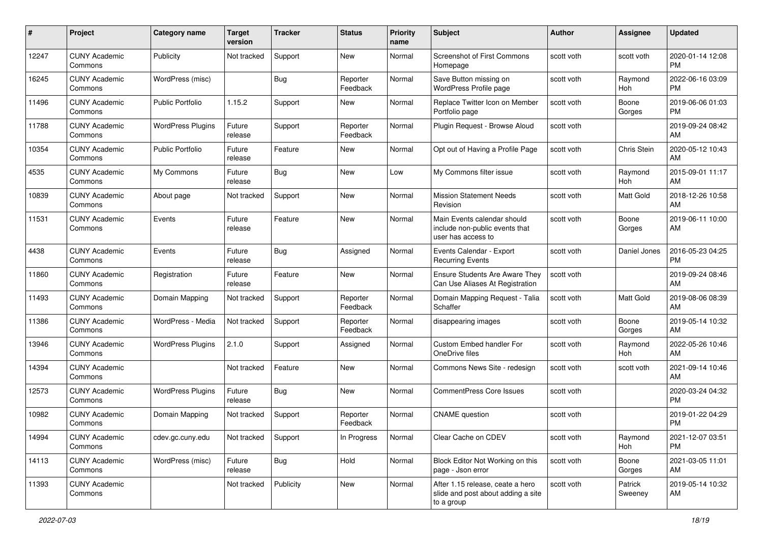| # | Project | Category name | Target version | Tracker | Status | Priority name | Subject | Author | Assignee | Updated |
|---|---|---|---|---|---|---|---|---|---|---|
| 12247 | CUNY Academic Commons | Publicity | Not tracked | Support | New | Normal | Screenshot of First Commons Homepage | scott voth | scott voth | 2020-01-14 12:08 PM |
| 16245 | CUNY Academic Commons | WordPress (misc) | | Bug | Reporter Feedback | Normal | Save Button missing on WordPress Profile page | scott voth | Raymond Hoh | 2022-06-16 03:09 PM |
| 11496 | CUNY Academic Commons | Public Portfolio | 1.15.2 | Support | New | Normal | Replace Twitter Icon on Member Portfolio page | scott voth | Boone Gorges | 2019-06-06 01:03 PM |
| 11788 | CUNY Academic Commons | WordPress Plugins | Future release | Support | Reporter Feedback | Normal | Plugin Request - Browse Aloud | scott voth | | 2019-09-24 08:42 AM |
| 10354 | CUNY Academic Commons | Public Portfolio | Future release | Feature | New | Normal | Opt out of Having a Profile Page | scott voth | Chris Stein | 2020-05-12 10:43 AM |
| 4535 | CUNY Academic Commons | My Commons | Future release | Bug | New | Low | My Commons filter issue | scott voth | Raymond Hoh | 2015-09-01 11:17 AM |
| 10839 | CUNY Academic Commons | About page | Not tracked | Support | New | Normal | Mission Statement Needs Revision | scott voth | Matt Gold | 2018-12-26 10:58 AM |
| 11531 | CUNY Academic Commons | Events | Future release | Feature | New | Normal | Main Events calendar should include non-public events that user has access to | scott voth | Boone Gorges | 2019-06-11 10:00 AM |
| 4438 | CUNY Academic Commons | Events | Future release | Bug | Assigned | Normal | Events Calendar - Export Recurring Events | scott voth | Daniel Jones | 2016-05-23 04:25 PM |
| 11860 | CUNY Academic Commons | Registration | Future release | Feature | New | Normal | Ensure Students Are Aware They Can Use Aliases At Registration | scott voth | | 2019-09-24 08:46 AM |
| 11493 | CUNY Academic Commons | Domain Mapping | Not tracked | Support | Reporter Feedback | Normal | Domain Mapping Request - Talia Schaffer | scott voth | Matt Gold | 2019-08-06 08:39 AM |
| 11386 | CUNY Academic Commons | WordPress - Media | Not tracked | Support | Reporter Feedback | Normal | disappearing images | scott voth | Boone Gorges | 2019-05-14 10:32 AM |
| 13946 | CUNY Academic Commons | WordPress Plugins | 2.1.0 | Support | Assigned | Normal | Custom Embed handler For OneDrive files | scott voth | Raymond Hoh | 2022-05-26 10:46 AM |
| 14394 | CUNY Academic Commons | | Not tracked | Feature | New | Normal | Commons News Site - redesign | scott voth | scott voth | 2021-09-14 10:46 AM |
| 12573 | CUNY Academic Commons | WordPress Plugins | Future release | Bug | New | Normal | CommentPress Core Issues | scott voth | | 2020-03-24 04:32 PM |
| 10982 | CUNY Academic Commons | Domain Mapping | Not tracked | Support | Reporter Feedback | Normal | CNAME question | scott voth | | 2019-01-22 04:29 PM |
| 14994 | CUNY Academic Commons | cdev.gc.cuny.edu | Not tracked | Support | In Progress | Normal | Clear Cache on CDEV | scott voth | Raymond Hoh | 2021-12-07 03:51 PM |
| 14113 | CUNY Academic Commons | WordPress (misc) | Future release | Bug | Hold | Normal | Block Editor Not Working on this page - Json error | scott voth | Boone Gorges | 2021-03-05 11:01 AM |
| 11393 | CUNY Academic Commons | | Not tracked | Publicity | New | Normal | After 1.15 release, ceate a hero slide and post about adding a site to a group | scott voth | Patrick Sweeney | 2019-05-14 10:32 AM |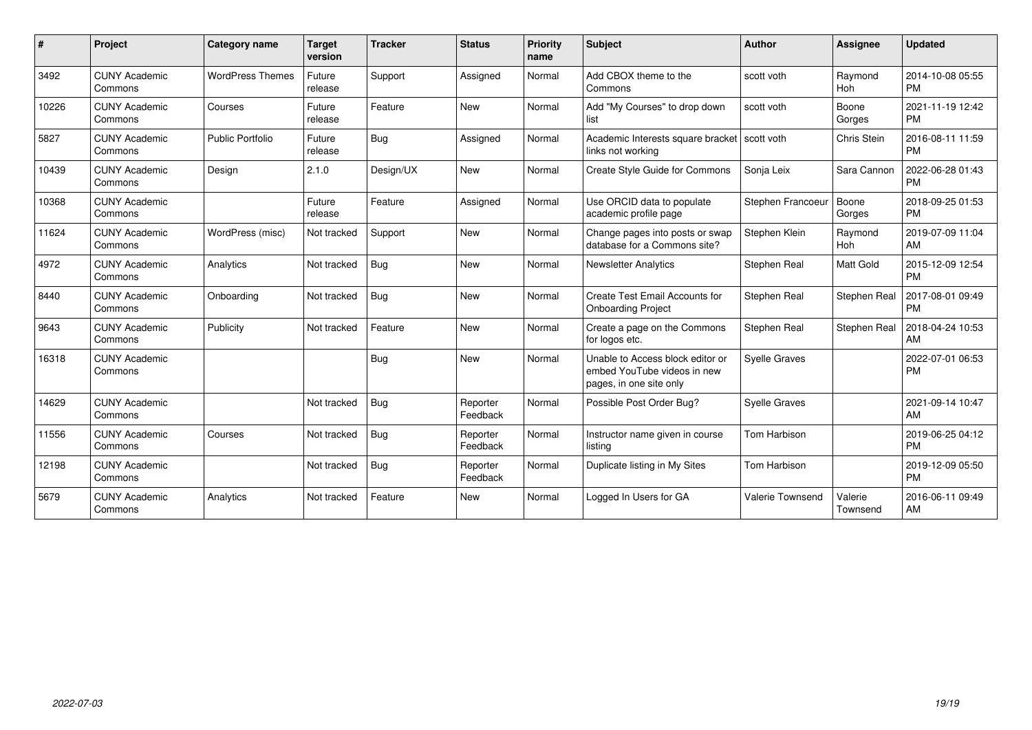| # | Project | Category name | Target version | Tracker | Status | Priority name | Subject | Author | Assignee | Updated |
|---|---|---|---|---|---|---|---|---|---|---|
| 3492 | CUNY Academic Commons | WordPress Themes | Future release | Support | Assigned | Normal | Add CBOX theme to the Commons | scott voth | Raymond Hoh | 2014-10-08 05:55 PM |
| 10226 | CUNY Academic Commons | Courses | Future release | Feature | New | Normal | Add "My Courses" to drop down list | scott voth | Boone Gorges | 2021-11-19 12:42 PM |
| 5827 | CUNY Academic Commons | Public Portfolio | Future release | Bug | Assigned | Normal | Academic Interests square bracket links not working | scott voth | Chris Stein | 2016-08-11 11:59 PM |
| 10439 | CUNY Academic Commons | Design | 2.1.0 | Design/UX | New | Normal | Create Style Guide for Commons | Sonja Leix | Sara Cannon | 2022-06-28 01:43 PM |
| 10368 | CUNY Academic Commons | | Future release | Feature | Assigned | Normal | Use ORCID data to populate academic profile page | Stephen Francoeur | Boone Gorges | 2018-09-25 01:53 PM |
| 11624 | CUNY Academic Commons | WordPress (misc) | Not tracked | Support | New | Normal | Change pages into posts or swap database for a Commons site? | Stephen Klein | Raymond Hoh | 2019-07-09 11:04 AM |
| 4972 | CUNY Academic Commons | Analytics | Not tracked | Bug | New | Normal | Newsletter Analytics | Stephen Real | Matt Gold | 2015-12-09 12:54 PM |
| 8440 | CUNY Academic Commons | Onboarding | Not tracked | Bug | New | Normal | Create Test Email Accounts for Onboarding Project | Stephen Real | Stephen Real | 2017-08-01 09:49 PM |
| 9643 | CUNY Academic Commons | Publicity | Not tracked | Feature | New | Normal | Create a page on the Commons for logos etc. | Stephen Real | Stephen Real | 2018-04-24 10:53 AM |
| 16318 | CUNY Academic Commons | | | Bug | New | Normal | Unable to Access block editor or embed YouTube videos in new pages, in one site only | Syelle Graves | | 2022-07-01 06:53 PM |
| 14629 | CUNY Academic Commons | | Not tracked | Bug | Reporter Feedback | Normal | Possible Post Order Bug? | Syelle Graves | | 2021-09-14 10:47 AM |
| 11556 | CUNY Academic Commons | Courses | Not tracked | Bug | Reporter Feedback | Normal | Instructor name given in course listing | Tom Harbison | | 2019-06-25 04:12 PM |
| 12198 | CUNY Academic Commons | | Not tracked | Bug | Reporter Feedback | Normal | Duplicate listing in My Sites | Tom Harbison | | 2019-12-09 05:50 PM |
| 5679 | CUNY Academic Commons | Analytics | Not tracked | Feature | New | Normal | Logged In Users for GA | Valerie Townsend | Valerie Townsend | 2016-06-11 09:49 AM |